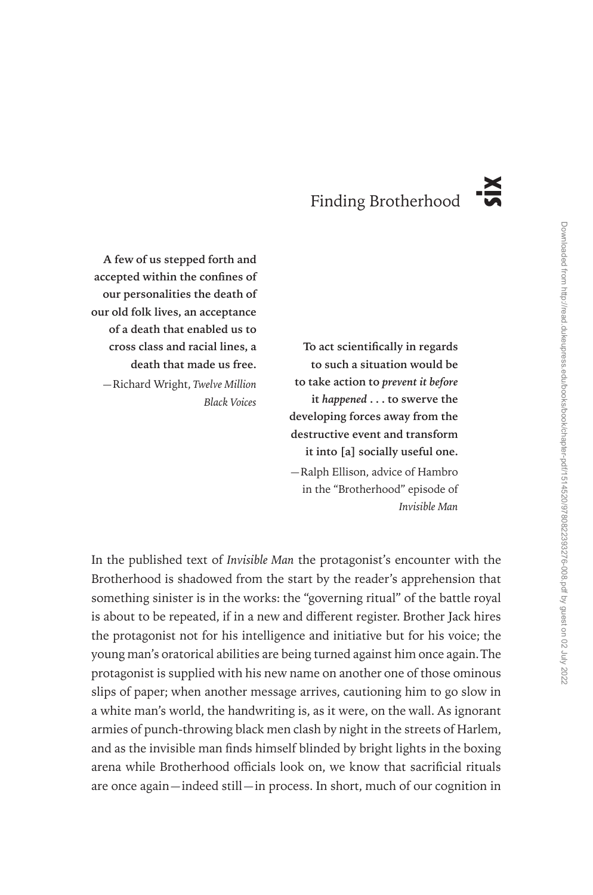# six

# Finding Brotherhood

> **A few of us stepped forth and accepted within the confines of our personalities the death of our old folk lives, an acceptance of a death that enabled us to cross class and racial lines, a death that made us free.**
>
> —Richard Wright, *Twelve Million Black Voices*

> **To act scientifically in regards to such a situation would be to take action to *prevent it before* it *happened* . . . to swerve the developing forces away from the destructive event and transform it into [a] socially useful one.**
>
> —Ralph Ellison, advice of Hambro in the "Brotherhood" episode of *Invisible Man*

In the published text of *Invisible Man* the protagonist's encounter with the Brotherhood is shadowed from the start by the reader's apprehension that something sinister is in the works: the "governing ritual" of the battle royal is about to be repeated, if in a new and different register. Brother Jack hires the protagonist not for his intelligence and initiative but for his voice; the young man's oratorical abilities are being turned against him once again. The protagonist is supplied with his new name on another one of those ominous slips of paper; when another message arrives, cautioning him to go slow in a white man's world, the handwriting is, as it were, on the wall. As ignorant armies of punch-throwing black men clash by night in the streets of Harlem, and as the invisible man finds himself blinded by bright lights in the boxing arena while Brotherhood officials look on, we know that sacrificial rituals are once again—indeed still—in process. In short, much of our cognition in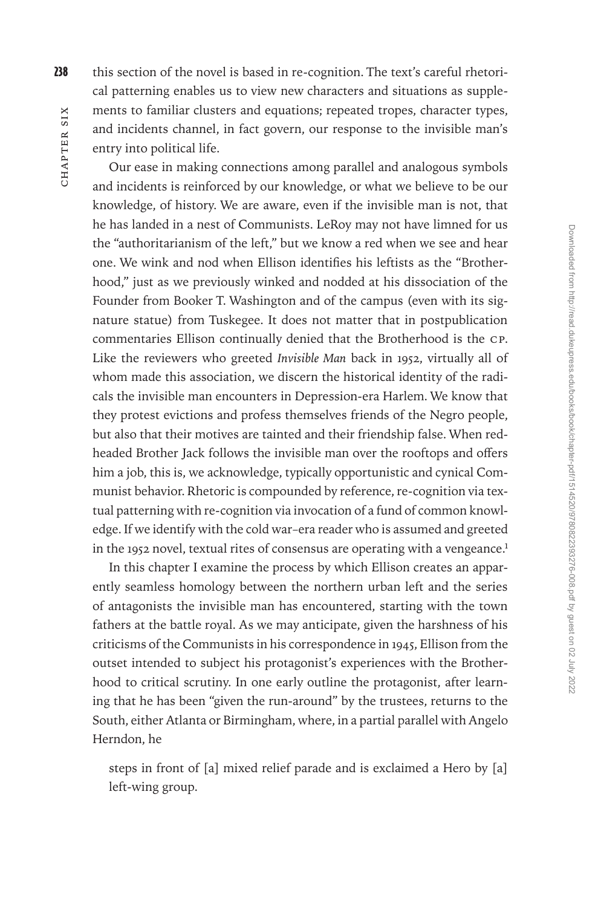this section of the novel is based in re-cognition. The text's careful rhetorical patterning enables us to view new characters and situations as supplements to familiar clusters and equations; repeated tropes, character types, and incidents channel, in fact govern, our response to the invisible man's entry into political life.

Our ease in making connections among parallel and analogous symbols and incidents is reinforced by our knowledge, or what we believe to be our knowledge, of history. We are aware, even if the invisible man is not, that he has landed in a nest of Communists. LeRoy may not have limned for us the "authoritarianism of the left," but we know a red when we see and hear one. We wink and nod when Ellison identifies his leftists as the "Brotherhood," just as we previously winked and nodded at his dissociation of the Founder from Booker T. Washington and of the campus (even with its signature statue) from Tuskegee. It does not matter that in postpublication commentaries Ellison continually denied that the Brotherhood is the CP. Like the reviewers who greeted *Invisible Man* back in 1952, virtually all of whom made this association, we discern the historical identity of the radicals the invisible man encounters in Depression-era Harlem. We know that they protest evictions and profess themselves friends of the Negro people, but also that their motives are tainted and their friendship false. When redheaded Brother Jack follows the invisible man over the rooftops and offers him a job, this is, we acknowledge, typically opportunistic and cynical Communist behavior. Rhetoric is compounded by reference, re-cognition via textual patterning with re-cognition via invocation of a fund of common knowledge. If we identify with the cold war–era reader who is assumed and greeted in the 1952 novel, textual rites of consensus are operating with a vengeance.[1]

In this chapter I examine the process by which Ellison creates an apparently seamless homology between the northern urban left and the series of antagonists the invisible man has encountered, starting with the town fathers at the battle royal. As we may anticipate, given the harshness of his criticisms of the Communists in his correspondence in 1945, Ellison from the outset intended to subject his protagonist's experiences with the Brotherhood to critical scrutiny. In one early outline the protagonist, after learning that he has been "given the run-around" by the trustees, returns to the South, either Atlanta or Birmingham, where, in a partial parallel with Angelo Herndon, he

> steps in front of [a] mixed relief parade and is exclaimed a Hero by [a] left-wing group.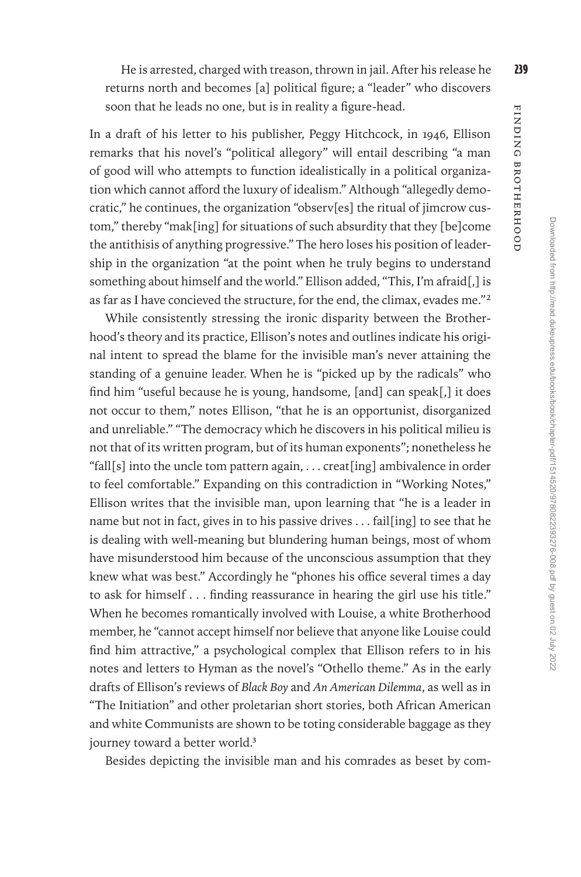He is arrested, charged with treason, thrown in jail. After his release he returns north and becomes [a] political figure; a "leader" who discovers soon that he leads no one, but is in reality a figure-head.

In a draft of his letter to his publisher, Peggy Hitchcock, in 1946, Ellison remarks that his novel's "political allegory" will entail describing "a man of good will who attempts to function idealistically in a political organization which cannot afford the luxury of idealism." Although "allegedly democratic," he continues, the organization "observ[es] the ritual of jimcrow custom," thereby "mak[ing] for situations of such absurdity that they [be]come the antithisis of anything progressive." The hero loses his position of leadership in the organization "at the point when he truly begins to understand something about himself and the world." Ellison added, "This, I'm afraid[,] is as far as I have concieved the structure, for the end, the climax, evades me."[2]

While consistently stressing the ironic disparity between the Brotherhood's theory and its practice, Ellison's notes and outlines indicate his original intent to spread the blame for the invisible man's never attaining the standing of a genuine leader. When he is "picked up by the radicals" who find him "useful because he is young, handsome, [and] can speak[,] it does not occur to them," notes Ellison, "that he is an opportunist, disorganized and unreliable." "The democracy which he discovers in his political milieu is not that of its written program, but of its human exponents"; nonetheless he "fall[s] into the uncle tom pattern again, . . . creat[ing] ambivalence in order to feel comfortable." Expanding on this contradiction in "Working Notes," Ellison writes that the invisible man, upon learning that "he is a leader in name but not in fact, gives in to his passive drives . . . fail[ing] to see that he is dealing with well-meaning but blundering human beings, most of whom have misunderstood him because of the unconscious assumption that they knew what was best." Accordingly he "phones his office several times a day to ask for himself . . . finding reassurance in hearing the girl use his title." When he becomes romantically involved with Louise, a white Brotherhood member, he "cannot accept himself nor believe that anyone like Louise could find him attractive," a psychological complex that Ellison refers to in his notes and letters to Hyman as the novel's "Othello theme." As in the early drafts of Ellison's reviews of *Black Boy* and *An American Dilemma*, as well as in "The Initiation" and other proletarian short stories, both African American and white Communists are shown to be toting considerable baggage as they journey toward a better world.[3]

Besides depicting the invisible man and his comrades as beset by com-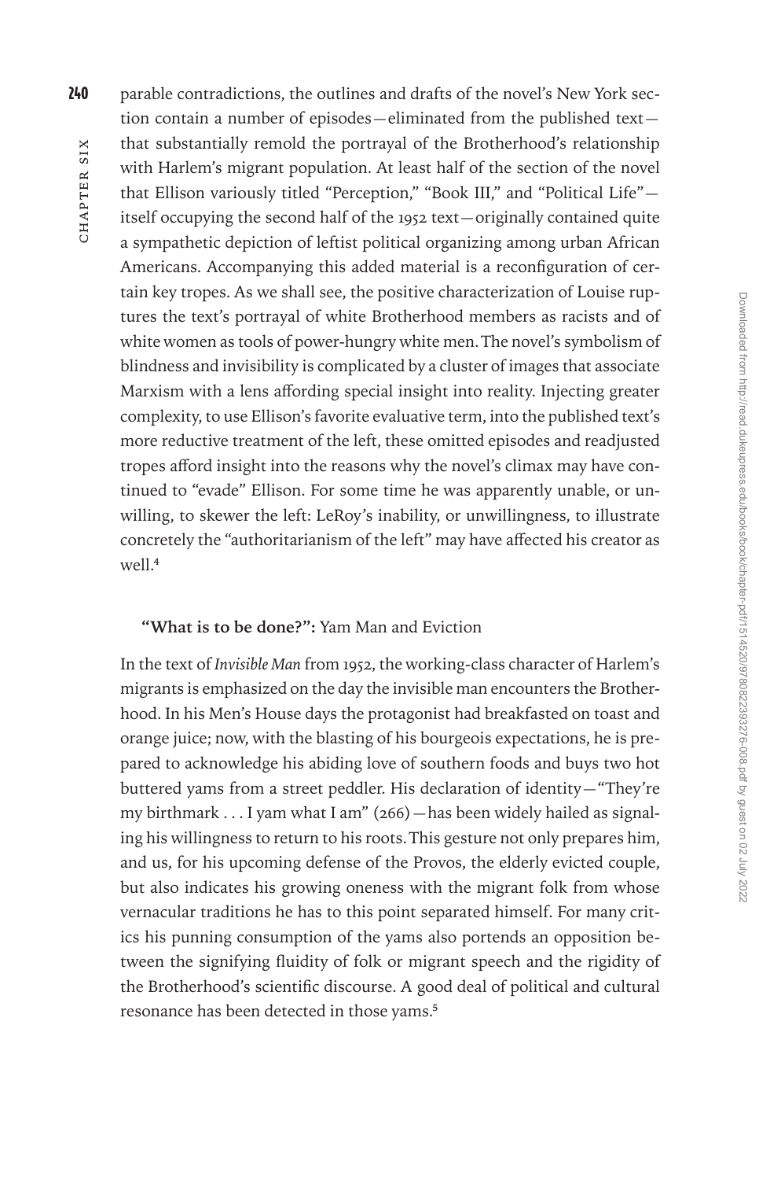parable contradictions, the outlines and drafts of the novel's New York section contain a number of episodes—eliminated from the published text—that substantially remold the portrayal of the Brotherhood's relationship with Harlem's migrant population. At least half of the section of the novel that Ellison variously titled "Perception," "Book III," and "Political Life"—itself occupying the second half of the 1952 text—originally contained quite a sympathetic depiction of leftist political organizing among urban African Americans. Accompanying this added material is a reconfiguration of certain key tropes. As we shall see, the positive characterization of Louise ruptures the text's portrayal of white Brotherhood members as racists and of white women as tools of power-hungry white men. The novel's symbolism of blindness and invisibility is complicated by a cluster of images that associate Marxism with a lens affording special insight into reality. Injecting greater complexity, to use Ellison's favorite evaluative term, into the published text's more reductive treatment of the left, these omitted episodes and readjusted tropes afford insight into the reasons why the novel's climax may have continued to "evade" Ellison. For some time he was apparently unable, or unwilling, to skewer the left: LeRoy's inability, or unwillingness, to illustrate concretely the "authoritarianism of the left" may have affected his creator as well.[4]

### **"What is to be done?":** Yam Man and Eviction

In the text of *Invisible Man* from 1952, the working-class character of Harlem's migrants is emphasized on the day the invisible man encounters the Brotherhood. In his Men's House days the protagonist had breakfasted on toast and orange juice; now, with the blasting of his bourgeois expectations, he is prepared to acknowledge his abiding love of southern foods and buys two hot buttered yams from a street peddler. His declaration of identity—"They're my birthmark . . . I yam what I am" (266)—has been widely hailed as signaling his willingness to return to his roots. This gesture not only prepares him, and us, for his upcoming defense of the Provos, the elderly evicted couple, but also indicates his growing oneness with the migrant folk from whose vernacular traditions he has to this point separated himself. For many critics his punning consumption of the yams also portends an opposition between the signifying fluidity of folk or migrant speech and the rigidity of the Brotherhood's scientific discourse. A good deal of political and cultural resonance has been detected in those yams.[5]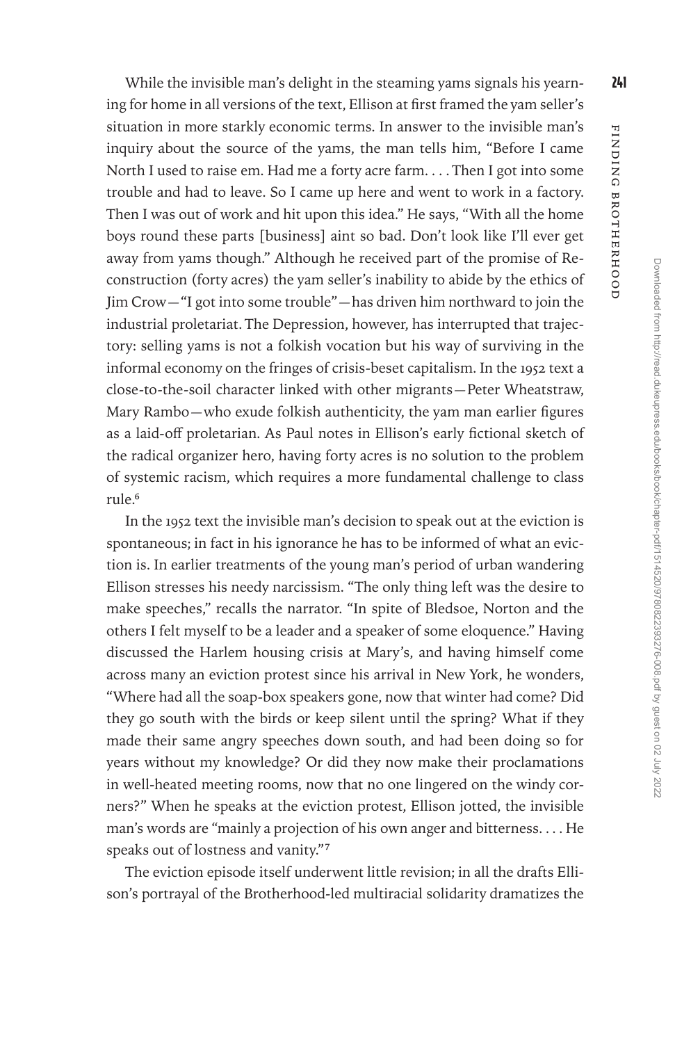While the invisible man's delight in the steaming yams signals his yearning for home in all versions of the text, Ellison at first framed the yam seller's situation in more starkly economic terms. In answer to the invisible man's inquiry about the source of the yams, the man tells him, "Before I came North I used to raise em. Had me a forty acre farm. . . . Then I got into some trouble and had to leave. So I came up here and went to work in a factory. Then I was out of work and hit upon this idea." He says, "With all the home boys round these parts [business] aint so bad. Don't look like I'll ever get away from yams though." Although he received part of the promise of Reconstruction (forty acres) the yam seller's inability to abide by the ethics of Jim Crow—"I got into some trouble"—has driven him northward to join the industrial proletariat. The Depression, however, has interrupted that trajectory: selling yams is not a folkish vocation but his way of surviving in the informal economy on the fringes of crisis-beset capitalism. In the 1952 text a close-to-the-soil character linked with other migrants—Peter Wheatstraw, Mary Rambo—who exude folkish authenticity, the yam man earlier figures as a laid-off proletarian. As Paul notes in Ellison's early fictional sketch of the radical organizer hero, having forty acres is no solution to the problem of systemic racism, which requires a more fundamental challenge to class rule.[6]

In the 1952 text the invisible man's decision to speak out at the eviction is spontaneous; in fact in his ignorance he has to be informed of what an eviction is. In earlier treatments of the young man's period of urban wandering Ellison stresses his needy narcissism. "The only thing left was the desire to make speeches," recalls the narrator. "In spite of Bledsoe, Norton and the others I felt myself to be a leader and a speaker of some eloquence." Having discussed the Harlem housing crisis at Mary's, and having himself come across many an eviction protest since his arrival in New York, he wonders, "Where had all the soap-box speakers gone, now that winter had come? Did they go south with the birds or keep silent until the spring? What if they made their same angry speeches down south, and had been doing so for years without my knowledge? Or did they now make their proclamations in well-heated meeting rooms, now that no one lingered on the windy corners?" When he speaks at the eviction protest, Ellison jotted, the invisible man's words are "mainly a projection of his own anger and bitterness. . . . He speaks out of lostness and vanity."[7]

The eviction episode itself underwent little revision; in all the drafts Ellison's portrayal of the Brotherhood-led multiracial solidarity dramatizes the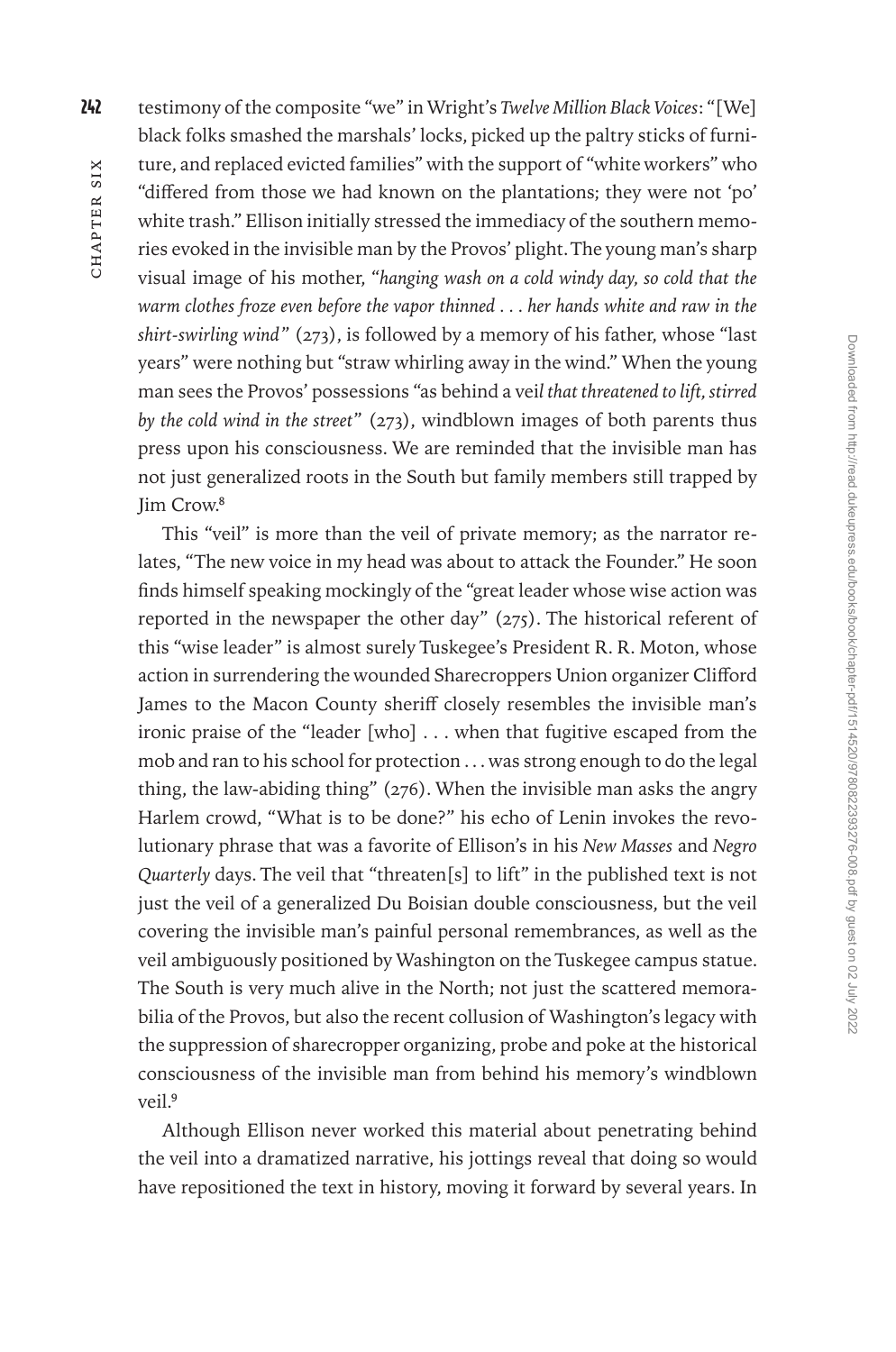testimony of the composite "we" in Wright's *Twelve Million Black Voices*: "[We] black folks smashed the marshals' locks, picked up the paltry sticks of furniture, and replaced evicted families" with the support of "white workers" who "differed from those we had known on the plantations; they were not 'po' white trash." Ellison initially stressed the immediacy of the southern memories evoked in the invisible man by the Provos' plight. The young man's sharp visual image of his mother, "*hanging wash on a cold windy day, so cold that the warm clothes froze even before the vapor thinned . . . her hands white and raw in the shirt-swirling wind*" (273), is followed by a memory of his father, whose "last years" were nothing but "straw whirling away in the wind." When the young man sees the Provos' possessions "as behind a vei*l that threatened to lift, stirred by the cold wind in the street*" (273), windblown images of both parents thus press upon his consciousness. We are reminded that the invisible man has not just generalized roots in the South but family members still trapped by Jim Crow.[8]

This "veil" is more than the veil of private memory; as the narrator relates, "The new voice in my head was about to attack the Founder." He soon finds himself speaking mockingly of the "great leader whose wise action was reported in the newspaper the other day" (275). The historical referent of this "wise leader" is almost surely Tuskegee's President R. R. Moton, whose action in surrendering the wounded Sharecroppers Union organizer Clifford James to the Macon County sheriff closely resembles the invisible man's ironic praise of the "leader [who] . . . when that fugitive escaped from the mob and ran to his school for protection . . . was strong enough to do the legal thing, the law-abiding thing" (276). When the invisible man asks the angry Harlem crowd, "What is to be done?" his echo of Lenin invokes the revolutionary phrase that was a favorite of Ellison's in his *New Masses* and *Negro Quarterly* days. The veil that "threaten[s] to lift" in the published text is not just the veil of a generalized Du Boisian double consciousness, but the veil covering the invisible man's painful personal remembrances, as well as the veil ambiguously positioned by Washington on the Tuskegee campus statue. The South is very much alive in the North; not just the scattered memorabilia of the Provos, but also the recent collusion of Washington's legacy with the suppression of sharecropper organizing, probe and poke at the historical consciousness of the invisible man from behind his memory's windblown veil.[9]

Although Ellison never worked this material about penetrating behind the veil into a dramatized narrative, his jottings reveal that doing so would have repositioned the text in history, moving it forward by several years. In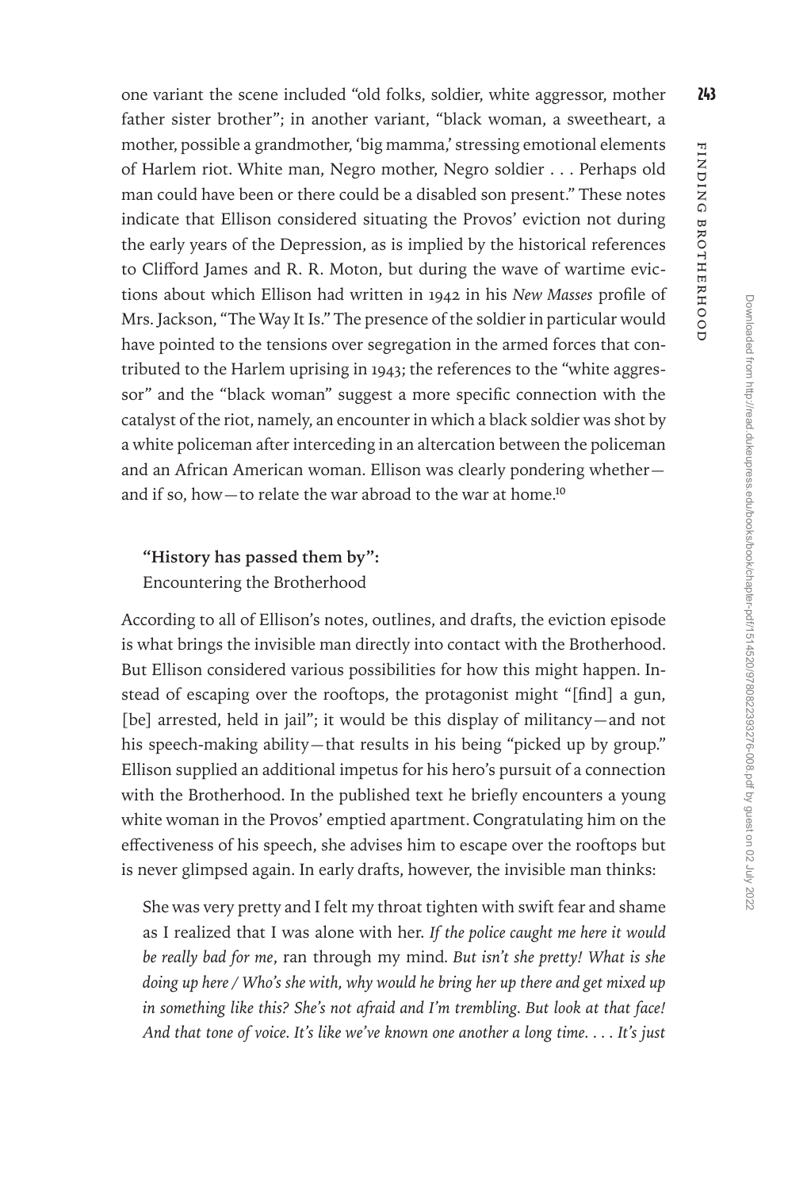one variant the scene included "old folks, soldier, white aggressor, mother father sister brother"; in another variant, "black woman, a sweetheart, a mother, possible a grandmother, 'big mamma,' stressing emotional elements of Harlem riot. White man, Negro mother, Negro soldier . . . Perhaps old man could have been or there could be a disabled son present." These notes indicate that Ellison considered situating the Provos' eviction not during the early years of the Depression, as is implied by the historical references to Clifford James and R. R. Moton, but during the wave of wartime evictions about which Ellison had written in 1942 in his *New Masses* profile of Mrs. Jackson, "The Way It Is." The presence of the soldier in particular would have pointed to the tensions over segregation in the armed forces that contributed to the Harlem uprising in 1943; the references to the "white aggressor" and the "black woman" suggest a more specific connection with the catalyst of the riot, namely, an encounter in which a black soldier was shot by a white policeman after interceding in an altercation between the policeman and an African American woman. Ellison was clearly pondering whether—and if so, how—to relate the war abroad to the war at home.[10]

### "History has passed them by": Encountering the Brotherhood

According to all of Ellison's notes, outlines, and drafts, the eviction episode is what brings the invisible man directly into contact with the Brotherhood. But Ellison considered various possibilities for how this might happen. Instead of escaping over the rooftops, the protagonist might "[find] a gun, [be] arrested, held in jail"; it would be this display of militancy—and not his speech-making ability—that results in his being "picked up by group." Ellison supplied an additional impetus for his hero's pursuit of a connection with the Brotherhood. In the published text he briefly encounters a young white woman in the Provos' emptied apartment. Congratulating him on the effectiveness of his speech, she advises him to escape over the rooftops but is never glimpsed again. In early drafts, however, the invisible man thinks:

> She was very pretty and I felt my throat tighten with swift fear and shame as I realized that I was alone with her. *If the police caught me here it would be really bad for me*, ran through my mind. *But isn't she pretty! What is she doing up here / Who's she with, why would he bring her up there and get mixed up in something like this? She's not afraid and I'm trembling. But look at that face! And that tone of voice. It's like we've known one another a long time. . . . It's just*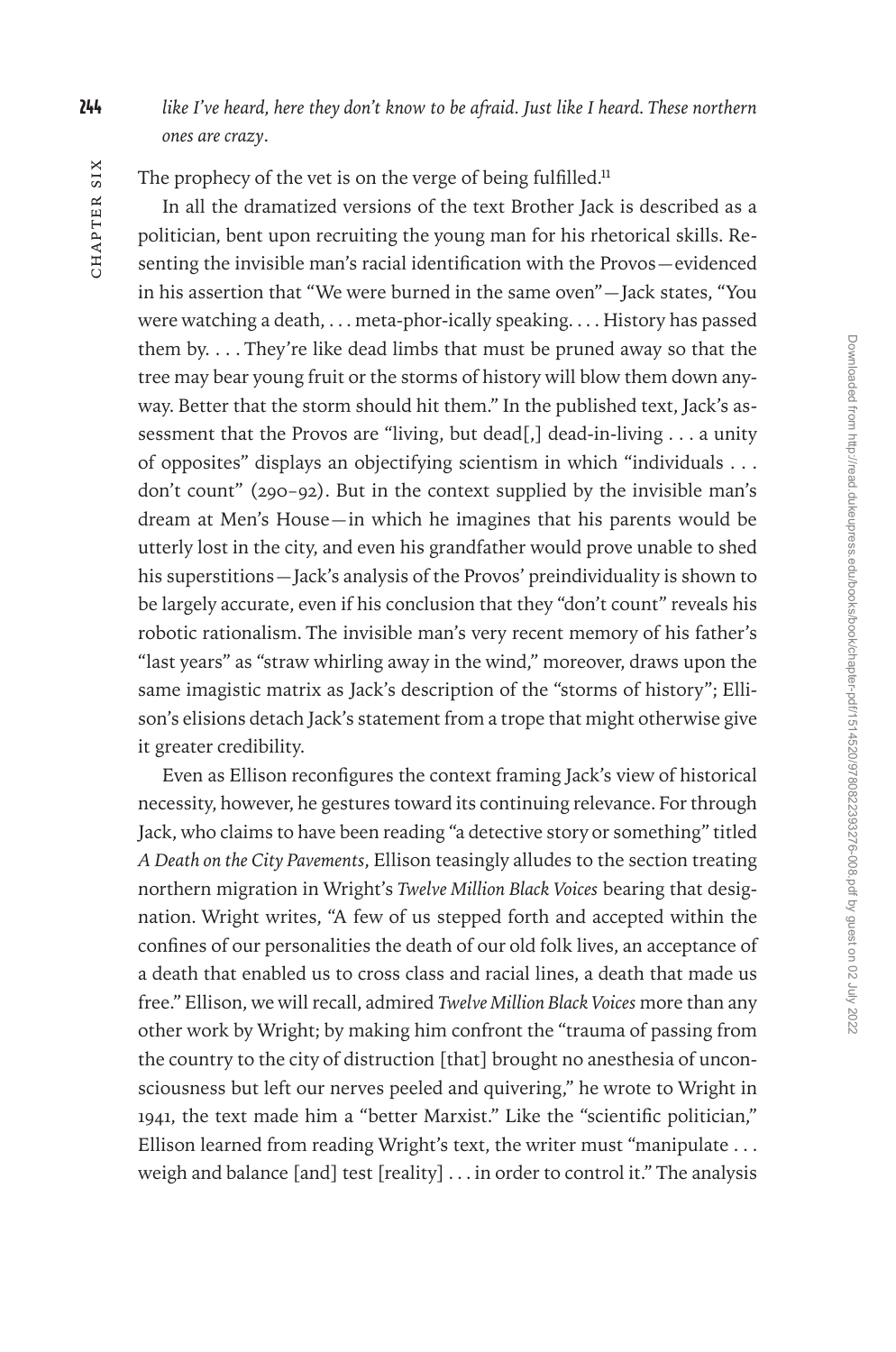*like I've heard, here they don't know to be afraid. Just like I heard. These northern ones are crazy*.

The prophecy of the vet is on the verge of being fulfilled.[11]

In all the dramatized versions of the text Brother Jack is described as a politician, bent upon recruiting the young man for his rhetorical skills. Resenting the invisible man's racial identification with the Provos—evidenced in his assertion that "We were burned in the same oven"—Jack states, "You were watching a death, . . . meta-phor-ically speaking. . . . History has passed them by. . . . They're like dead limbs that must be pruned away so that the tree may bear young fruit or the storms of history will blow them down anyway. Better that the storm should hit them." In the published text, Jack's assessment that the Provos are "living, but dead[,] dead-in-living . . . a unity of opposites" displays an objectifying scientism in which "individuals . . . don't count" (290–92). But in the context supplied by the invisible man's dream at Men's House—in which he imagines that his parents would be utterly lost in the city, and even his grandfather would prove unable to shed his superstitions—Jack's analysis of the Provos' preindividuality is shown to be largely accurate, even if his conclusion that they "don't count" reveals his robotic rationalism. The invisible man's very recent memory of his father's "last years" as "straw whirling away in the wind," moreover, draws upon the same imagistic matrix as Jack's description of the "storms of history"; Ellison's elisions detach Jack's statement from a trope that might otherwise give it greater credibility.

Even as Ellison reconfigures the context framing Jack's view of historical necessity, however, he gestures toward its continuing relevance. For through Jack, who claims to have been reading "a detective story or something" titled *A Death on the City Pavements*, Ellison teasingly alludes to the section treating northern migration in Wright's *Twelve Million Black Voices* bearing that designation. Wright writes, "A few of us stepped forth and accepted within the confines of our personalities the death of our old folk lives, an acceptance of a death that enabled us to cross class and racial lines, a death that made us free." Ellison, we will recall, admired *Twelve Million Black Voices* more than any other work by Wright; by making him confront the "trauma of passing from the country to the city of distruction [that] brought no anesthesia of unconsciousness but left our nerves peeled and quivering," he wrote to Wright in 1941, the text made him a "better Marxist." Like the "scientific politician," Ellison learned from reading Wright's text, the writer must "manipulate . . . weigh and balance [and] test [reality] . . . in order to control it." The analysis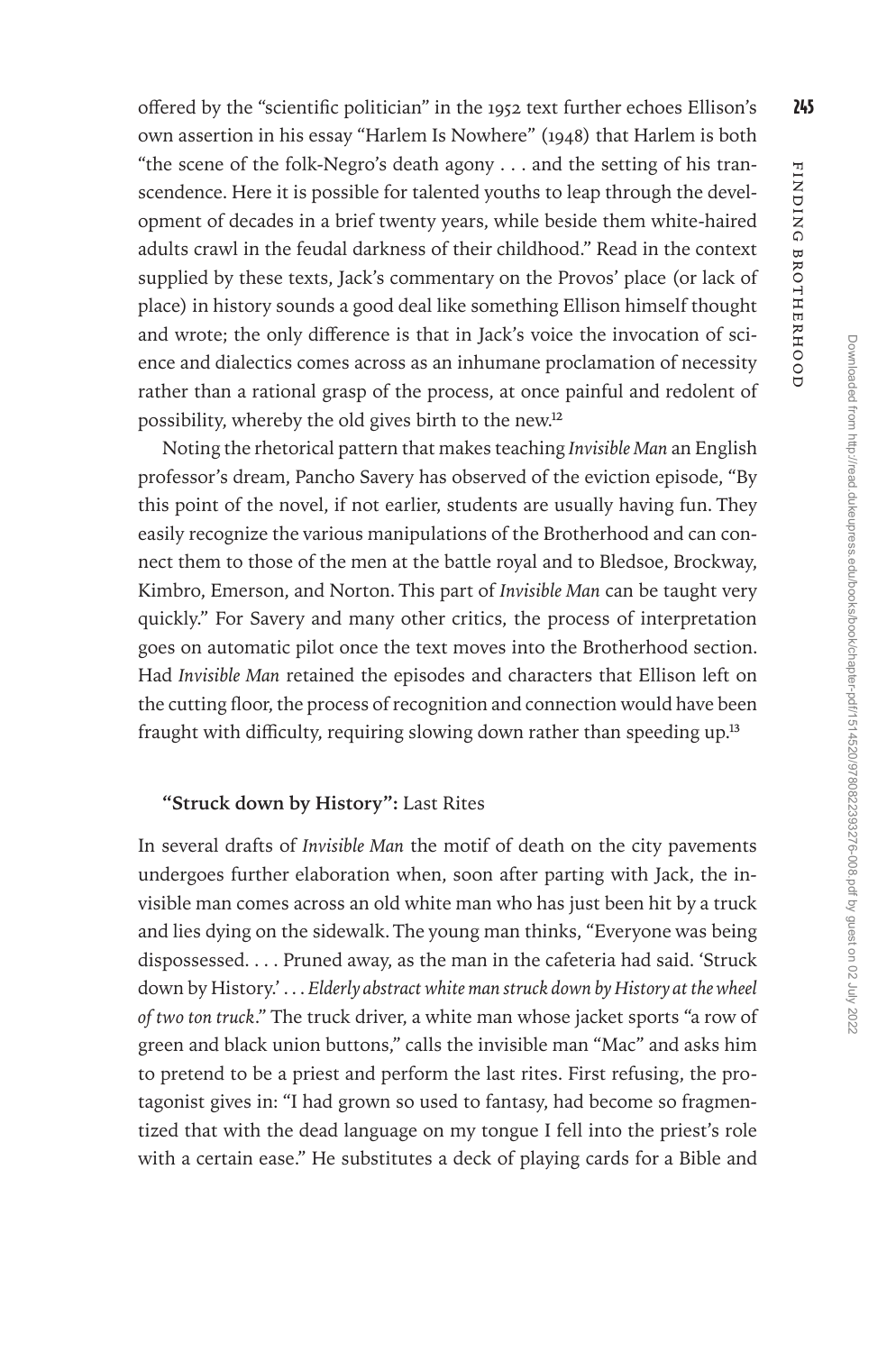offered by the "scientific politician" in the 1952 text further echoes Ellison's own assertion in his essay "Harlem Is Nowhere" (1948) that Harlem is both "the scene of the folk-Negro's death agony . . . and the setting of his transcendence. Here it is possible for talented youths to leap through the development of decades in a brief twenty years, while beside them white-haired adults crawl in the feudal darkness of their childhood." Read in the context supplied by these texts, Jack's commentary on the Provos' place (or lack of place) in history sounds a good deal like something Ellison himself thought and wrote; the only difference is that in Jack's voice the invocation of science and dialectics comes across as an inhumane proclamation of necessity rather than a rational grasp of the process, at once painful and redolent of possibility, whereby the old gives birth to the new.[12]

Noting the rhetorical pattern that makes teaching *Invisible Man* an English professor's dream, Pancho Savery has observed of the eviction episode, "By this point of the novel, if not earlier, students are usually having fun. They easily recognize the various manipulations of the Brotherhood and can connect them to those of the men at the battle royal and to Bledsoe, Brockway, Kimbro, Emerson, and Norton. This part of *Invisible Man* can be taught very quickly." For Savery and many other critics, the process of interpretation goes on automatic pilot once the text moves into the Brotherhood section. Had *Invisible Man* retained the episodes and characters that Ellison left on the cutting floor, the process of recognition and connection would have been fraught with difficulty, requiring slowing down rather than speeding up.[13]

### **"Struck down by History":** Last Rites

In several drafts of *Invisible Man* the motif of death on the city pavements undergoes further elaboration when, soon after parting with Jack, the invisible man comes across an old white man who has just been hit by a truck and lies dying on the sidewalk. The young man thinks, "Everyone was being dispossessed. . . . Pruned away, as the man in the cafeteria had said. 'Struck down by History.' . . . *Elderly abstract white man struck down by History at the wheel of two ton truck*." The truck driver, a white man whose jacket sports "a row of green and black union buttons," calls the invisible man "Mac" and asks him to pretend to be a priest and perform the last rites. First refusing, the protagonist gives in: "I had grown so used to fantasy, had become so fragmentized that with the dead language on my tongue I fell into the priest's role with a certain ease." He substitutes a deck of playing cards for a Bible and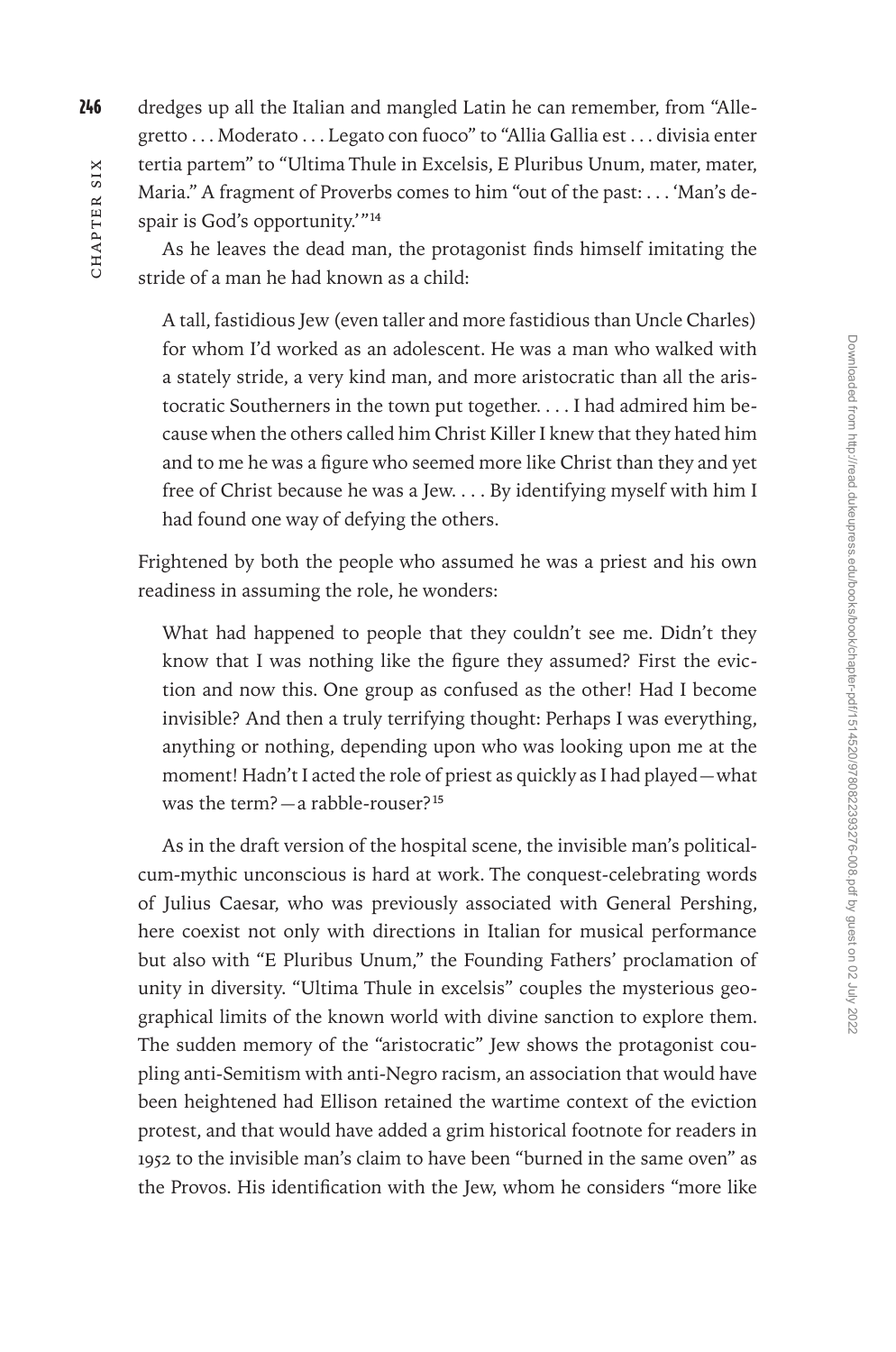dredges up all the Italian and mangled Latin he can remember, from "Allegretto . . . Moderato . . . Legato con fuoco" to "Allia Gallia est . . . divisia enter tertia partem" to "Ultima Thule in Excelsis, E Pluribus Unum, mater, mater, Maria." A fragment of Proverbs comes to him "out of the past: . . . 'Man's despair is God's opportunity.'"[14]

As he leaves the dead man, the protagonist finds himself imitating the stride of a man he had known as a child:

> A tall, fastidious Jew (even taller and more fastidious than Uncle Charles) for whom I'd worked as an adolescent. He was a man who walked with a stately stride, a very kind man, and more aristocratic than all the aristocratic Southerners in the town put together. . . . I had admired him because when the others called him Christ Killer I knew that they hated him and to me he was a figure who seemed more like Christ than they and yet free of Christ because he was a Jew. . . . By identifying myself with him I had found one way of defying the others.

Frightened by both the people who assumed he was a priest and his own readiness in assuming the role, he wonders:

> What had happened to people that they couldn't see me. Didn't they know that I was nothing like the figure they assumed? First the eviction and now this. One group as confused as the other! Had I become invisible? And then a truly terrifying thought: Perhaps I was everything, anything or nothing, depending upon who was looking upon me at the moment! Hadn't I acted the role of priest as quickly as I had played—what was the term?—a rabble-rouser?[15]

As in the draft version of the hospital scene, the invisible man's political-cum-mythic unconscious is hard at work. The conquest-celebrating words of Julius Caesar, who was previously associated with General Pershing, here coexist not only with directions in Italian for musical performance but also with "E Pluribus Unum," the Founding Fathers' proclamation of unity in diversity. "Ultima Thule in excelsis" couples the mysterious geographical limits of the known world with divine sanction to explore them. The sudden memory of the "aristocratic" Jew shows the protagonist coupling anti-Semitism with anti-Negro racism, an association that would have been heightened had Ellison retained the wartime context of the eviction protest, and that would have added a grim historical footnote for readers in 1952 to the invisible man's claim to have been "burned in the same oven" as the Provos. His identification with the Jew, whom he considers "more like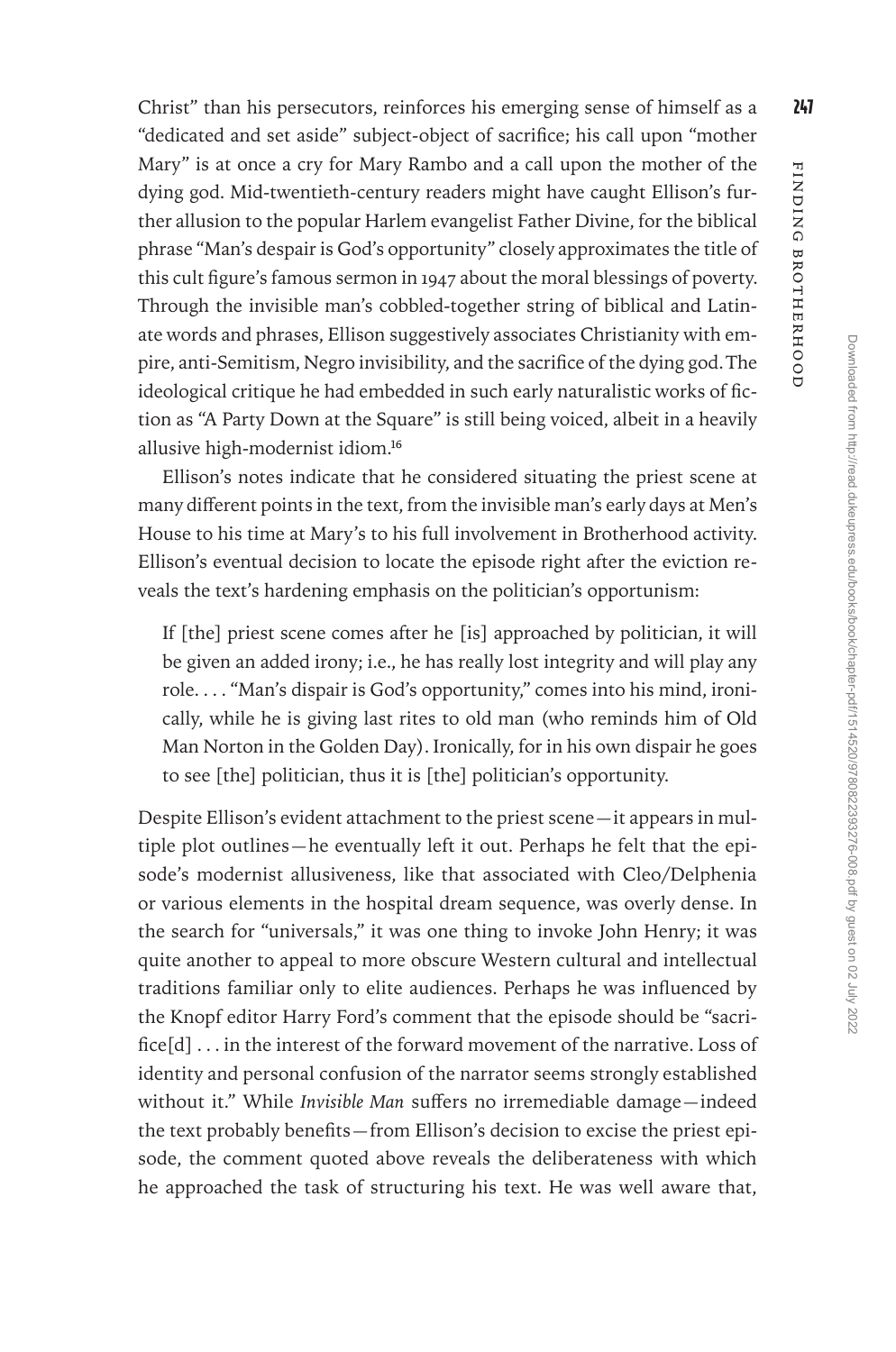Christ" than his persecutors, reinforces his emerging sense of himself as a "dedicated and set aside" subject-object of sacrifice; his call upon "mother Mary" is at once a cry for Mary Rambo and a call upon the mother of the dying god. Mid-twentieth-century readers might have caught Ellison's further allusion to the popular Harlem evangelist Father Divine, for the biblical phrase "Man's despair is God's opportunity" closely approximates the title of this cult figure's famous sermon in 1947 about the moral blessings of poverty. Through the invisible man's cobbled-together string of biblical and Latinate words and phrases, Ellison suggestively associates Christianity with empire, anti-Semitism, Negro invisibility, and the sacrifice of the dying god. The ideological critique he had embedded in such early naturalistic works of fiction as "A Party Down at the Square" is still being voiced, albeit in a heavily allusive high-modernist idiom.[16]

Ellison's notes indicate that he considered situating the priest scene at many different points in the text, from the invisible man's early days at Men's House to his time at Mary's to his full involvement in Brotherhood activity. Ellison's eventual decision to locate the episode right after the eviction reveals the text's hardening emphasis on the politician's opportunism:

> If [the] priest scene comes after he [is] approached by politician, it will be given an added irony; i.e., he has really lost integrity and will play any role. . . . "Man's dispair is God's opportunity," comes into his mind, ironically, while he is giving last rites to old man (who reminds him of Old Man Norton in the Golden Day). Ironically, for in his own dispair he goes to see [the] politician, thus it is [the] politician's opportunity.

Despite Ellison's evident attachment to the priest scene—it appears in multiple plot outlines—he eventually left it out. Perhaps he felt that the episode's modernist allusiveness, like that associated with Cleo/Delphenia or various elements in the hospital dream sequence, was overly dense. In the search for "universals," it was one thing to invoke John Henry; it was quite another to appeal to more obscure Western cultural and intellectual traditions familiar only to elite audiences. Perhaps he was influenced by the Knopf editor Harry Ford's comment that the episode should be "sacrifice[d] . . . in the interest of the forward movement of the narrative. Loss of identity and personal confusion of the narrator seems strongly established without it." While *Invisible Man* suffers no irremediable damage—indeed the text probably benefits—from Ellison's decision to excise the priest episode, the comment quoted above reveals the deliberateness with which he approached the task of structuring his text. He was well aware that,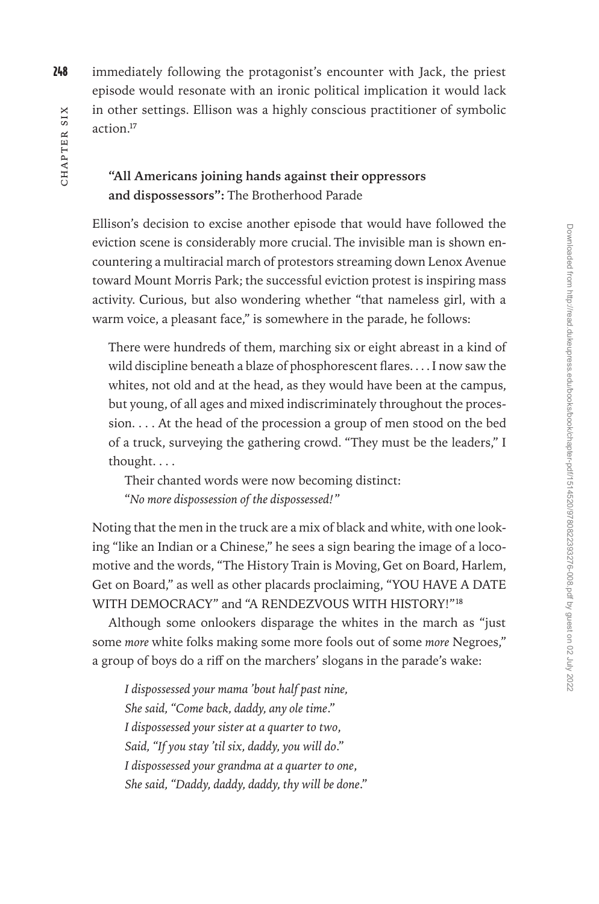immediately following the protagonist's encounter with Jack, the priest episode would resonate with an ironic political implication it would lack in other settings. Ellison was a highly conscious practitioner of symbolic action.[17]

## "All Americans joining hands against their oppressors and dispossessors": The Brotherhood Parade

Ellison's decision to excise another episode that would have followed the eviction scene is considerably more crucial. The invisible man is shown encountering a multiracial march of protestors streaming down Lenox Avenue toward Mount Morris Park; the successful eviction protest is inspiring mass activity. Curious, but also wondering whether "that nameless girl, with a warm voice, a pleasant face," is somewhere in the parade, he follows:

> There were hundreds of them, marching six or eight abreast in a kind of wild discipline beneath a blaze of phosphorescent flares. . . . I now saw the whites, not old and at the head, as they would have been at the campus, but young, of all ages and mixed indiscriminately throughout the procession. . . . At the head of the procession a group of men stood on the bed of a truck, surveying the gathering crowd. "They must be the leaders," I thought. . . .
>
> Their chanted words were now becoming distinct:
> "*No more dispossession of the dispossessed!*"

Noting that the men in the truck are a mix of black and white, with one looking "like an Indian or a Chinese," he sees a sign bearing the image of a locomotive and the words, "The History Train is Moving, Get on Board, Harlem, Get on Board," as well as other placards proclaiming, "YOU HAVE A DATE WITH DEMOCRACY" and "A RENDEZVOUS WITH HISTORY!"[18]

Although some onlookers disparage the whites in the march as "just some *more* white folks making some more fools out of some *more* Negroes," a group of boys do a riff on the marchers' slogans in the parade's wake:

> *I dispossessed your mama 'bout half past nine,*
> *She said, "Come back, daddy, any ole time."*
> *I dispossessed your sister at a quarter to two,*
> *Said, "If you stay 'til six, daddy, you will do."*
> *I dispossessed your grandma at a quarter to one,*
> *She said, "Daddy, daddy, daddy, thy will be done."*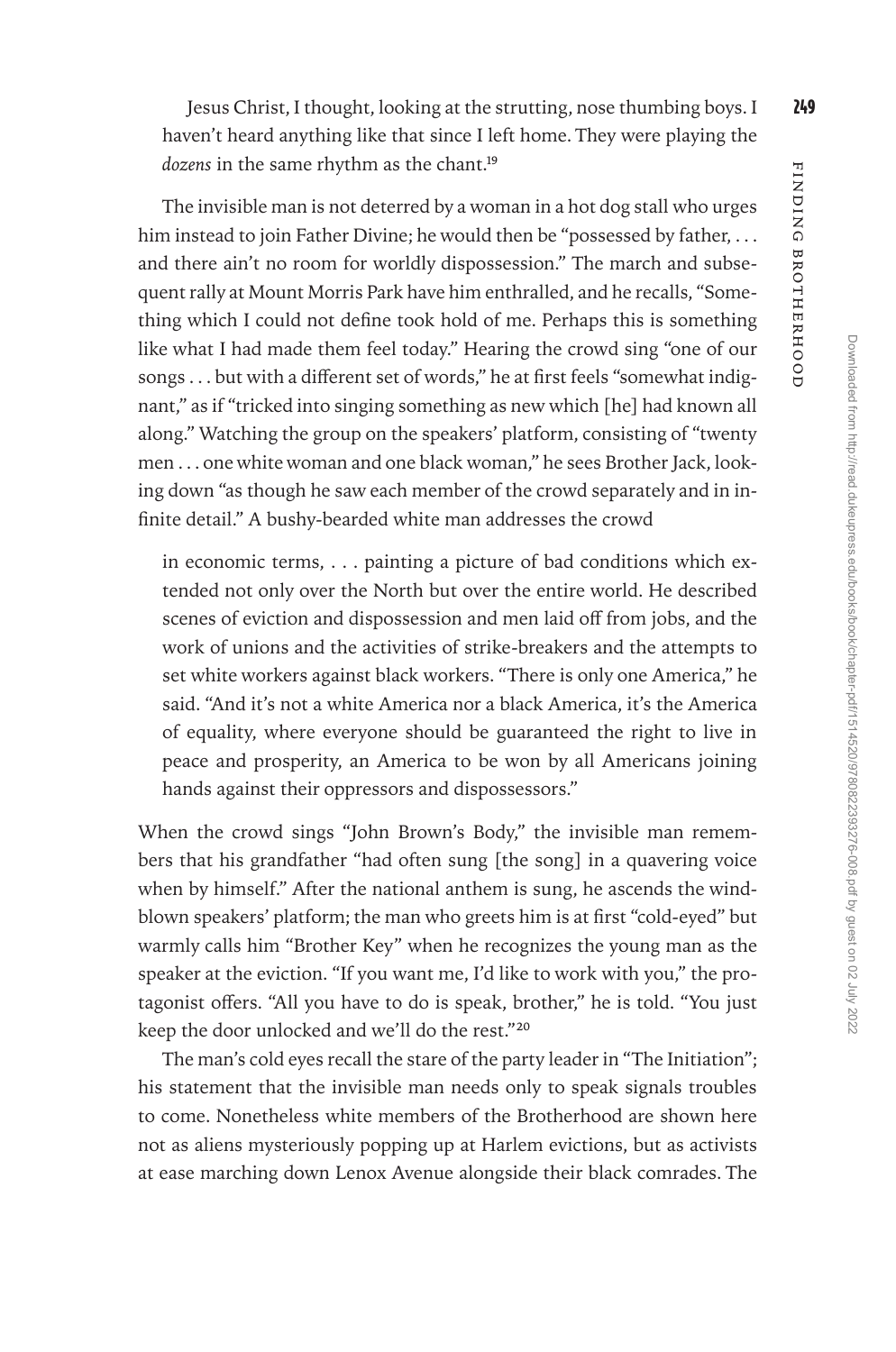Jesus Christ, I thought, looking at the strutting, nose thumbing boys. I haven't heard anything like that since I left home. They were playing the *dozens* in the same rhythm as the chant.[19]

The invisible man is not deterred by a woman in a hot dog stall who urges him instead to join Father Divine; he would then be "possessed by father, . . . and there ain't no room for worldly dispossession." The march and subsequent rally at Mount Morris Park have him enthralled, and he recalls, "Something which I could not define took hold of me. Perhaps this is something like what I had made them feel today." Hearing the crowd sing "one of our songs . . . but with a different set of words," he at first feels "somewhat indignant," as if "tricked into singing something as new which [he] had known all along." Watching the group on the speakers' platform, consisting of "twenty men . . . one white woman and one black woman," he sees Brother Jack, looking down "as though he saw each member of the crowd separately and in infinite detail." A bushy-bearded white man addresses the crowd

> in economic terms, . . . painting a picture of bad conditions which extended not only over the North but over the entire world. He described scenes of eviction and dispossession and men laid off from jobs, and the work of unions and the activities of strike-breakers and the attempts to set white workers against black workers. "There is only one America," he said. "And it's not a white America nor a black America, it's the America of equality, where everyone should be guaranteed the right to live in peace and prosperity, an America to be won by all Americans joining hands against their oppressors and dispossessors."

When the crowd sings "John Brown's Body," the invisible man remembers that his grandfather "had often sung [the song] in a quavering voice when by himself." After the national anthem is sung, he ascends the windblown speakers' platform; the man who greets him is at first "cold-eyed" but warmly calls him "Brother Key" when he recognizes the young man as the speaker at the eviction. "If you want me, I'd like to work with you," the protagonist offers. "All you have to do is speak, brother," he is told. "You just keep the door unlocked and we'll do the rest."[20]

The man's cold eyes recall the stare of the party leader in "The Initiation"; his statement that the invisible man needs only to speak signals troubles to come. Nonetheless white members of the Brotherhood are shown here not as aliens mysteriously popping up at Harlem evictions, but as activists at ease marching down Lenox Avenue alongside their black comrades. The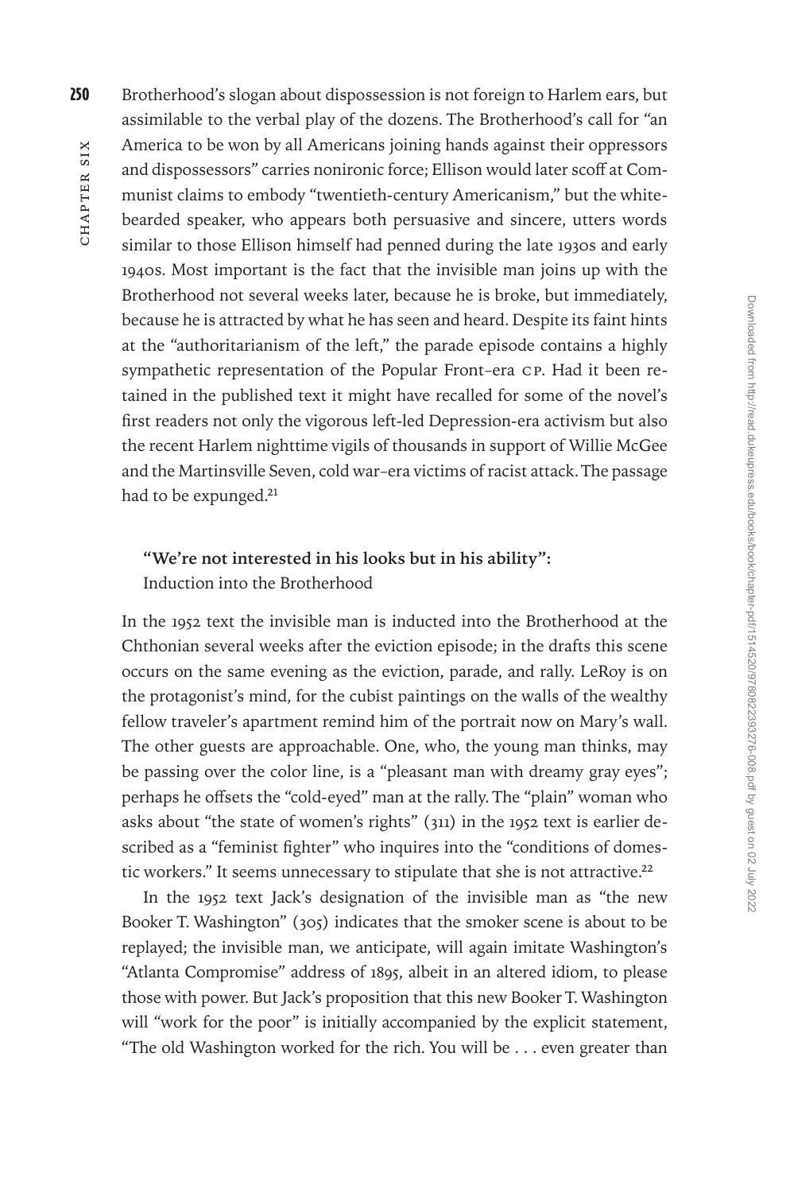Brotherhood's slogan about dispossession is not foreign to Harlem ears, but assimilable to the verbal play of the dozens. The Brotherhood's call for "an America to be won by all Americans joining hands against their oppressors and dispossessors" carries nonironic force; Ellison would later scoff at Communist claims to embody "twentieth-century Americanism," but the white-bearded speaker, who appears both persuasive and sincere, utters words similar to those Ellison himself had penned during the late 1930s and early 1940s. Most important is the fact that the invisible man joins up with the Brotherhood not several weeks later, because he is broke, but immediately, because he is attracted by what he has seen and heard. Despite its faint hints at the "authoritarianism of the left," the parade episode contains a highly sympathetic representation of the Popular Front–era CP. Had it been retained in the published text it might have recalled for some of the novel's first readers not only the vigorous left-led Depression-era activism but also the recent Harlem nighttime vigils of thousands in support of Willie McGee and the Martinsville Seven, cold war–era victims of racist attack. The passage had to be expunged.[21]

### "We're not interested in his looks but in his ability": Induction into the Brotherhood

In the 1952 text the invisible man is inducted into the Brotherhood at the Chthonian several weeks after the eviction episode; in the drafts this scene occurs on the same evening as the eviction, parade, and rally. LeRoy is on the protagonist's mind, for the cubist paintings on the walls of the wealthy fellow traveler's apartment remind him of the portrait now on Mary's wall. The other guests are approachable. One, who, the young man thinks, may be passing over the color line, is a "pleasant man with dreamy gray eyes"; perhaps he offsets the "cold-eyed" man at the rally. The "plain" woman who asks about "the state of women's rights" (311) in the 1952 text is earlier described as a "feminist fighter" who inquires into the "conditions of domestic workers." It seems unnecessary to stipulate that she is not attractive.[22]

In the 1952 text Jack's designation of the invisible man as "the new Booker T. Washington" (305) indicates that the smoker scene is about to be replayed; the invisible man, we anticipate, will again imitate Washington's "Atlanta Compromise" address of 1895, albeit in an altered idiom, to please those with power. But Jack's proposition that this new Booker T. Washington will "work for the poor" is initially accompanied by the explicit statement, "The old Washington worked for the rich. You will be . . . even greater than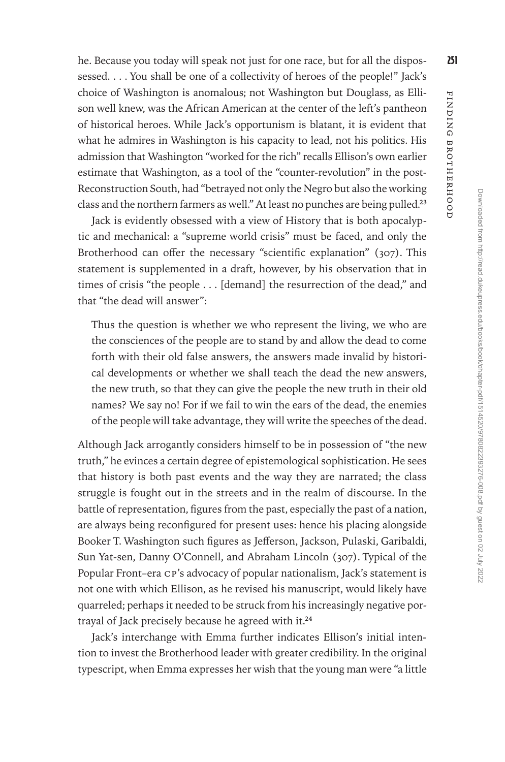he. Because you today will speak not just for one race, but for all the dispossessed. . . . You shall be one of a collectivity of heroes of the people!" Jack's choice of Washington is anomalous; not Washington but Douglass, as Ellison well knew, was the African American at the center of the left's pantheon of historical heroes. While Jack's opportunism is blatant, it is evident that what he admires in Washington is his capacity to lead, not his politics. His admission that Washington "worked for the rich" recalls Ellison's own earlier estimate that Washington, as a tool of the "counter-revolution" in the post-Reconstruction South, had "betrayed not only the Negro but also the working class and the northern farmers as well." At least no punches are being pulled.[23]

Jack is evidently obsessed with a view of History that is both apocalyptic and mechanical: a "supreme world crisis" must be faced, and only the Brotherhood can offer the necessary "scientific explanation" (307). This statement is supplemented in a draft, however, by his observation that in times of crisis "the people . . . [demand] the resurrection of the dead," and that "the dead will answer":

> Thus the question is whether we who represent the living, we who are the consciences of the people are to stand by and allow the dead to come forth with their old false answers, the answers made invalid by historical developments or whether we shall teach the dead the new answers, the new truth, so that they can give the people the new truth in their old names? We say no! For if we fail to win the ears of the dead, the enemies of the people will take advantage, they will write the speeches of the dead.

Although Jack arrogantly considers himself to be in possession of "the new truth," he evinces a certain degree of epistemological sophistication. He sees that history is both past events and the way they are narrated; the class struggle is fought out in the streets and in the realm of discourse. In the battle of representation, figures from the past, especially the past of a nation, are always being reconfigured for present uses: hence his placing alongside Booker T. Washington such figures as Jefferson, Jackson, Pulaski, Garibaldi, Sun Yat-sen, Danny O'Connell, and Abraham Lincoln (307). Typical of the Popular Front–era CP's advocacy of popular nationalism, Jack's statement is not one with which Ellison, as he revised his manuscript, would likely have quarreled; perhaps it needed to be struck from his increasingly negative portrayal of Jack precisely because he agreed with it.[24]

Jack's interchange with Emma further indicates Ellison's initial intention to invest the Brotherhood leader with greater credibility. In the original typescript, when Emma expresses her wish that the young man were "a little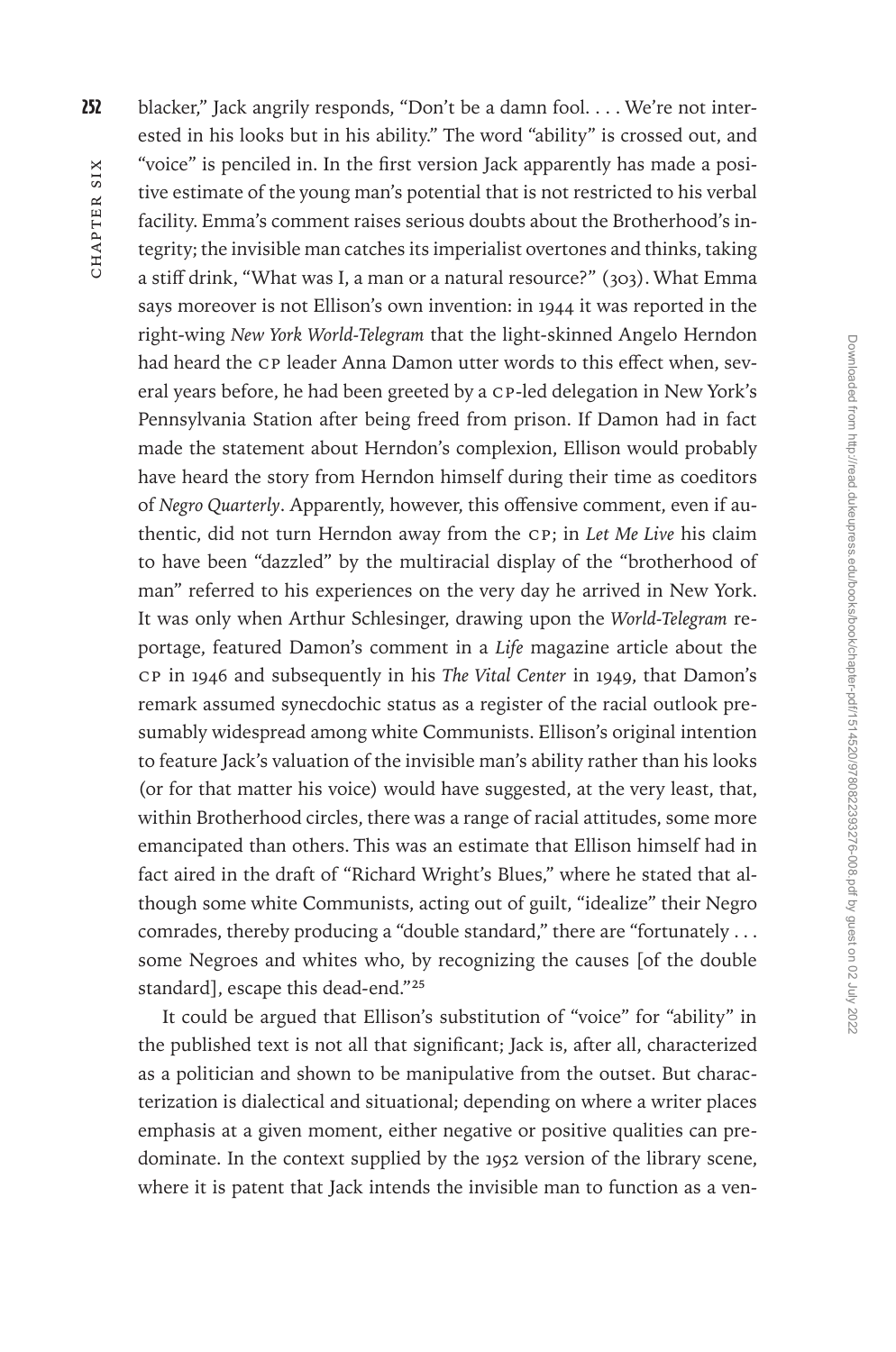blacker," Jack angrily responds, "Don't be a damn fool. . . . We're not interested in his looks but in his ability." The word "ability" is crossed out, and "voice" is penciled in. In the first version Jack apparently has made a positive estimate of the young man's potential that is not restricted to his verbal facility. Emma's comment raises serious doubts about the Brotherhood's integrity; the invisible man catches its imperialist overtones and thinks, taking a stiff drink, "What was I, a man or a natural resource?" (303). What Emma says moreover is not Ellison's own invention: in 1944 it was reported in the right-wing *New York World-Telegram* that the light-skinned Angelo Herndon had heard the CP leader Anna Damon utter words to this effect when, several years before, he had been greeted by a CP-led delegation in New York's Pennsylvania Station after being freed from prison. If Damon had in fact made the statement about Herndon's complexion, Ellison would probably have heard the story from Herndon himself during their time as coeditors of *Negro Quarterly*. Apparently, however, this offensive comment, even if authentic, did not turn Herndon away from the CP; in *Let Me Live* his claim to have been "dazzled" by the multiracial display of the "brotherhood of man" referred to his experiences on the very day he arrived in New York. It was only when Arthur Schlesinger, drawing upon the *World-Telegram* reportage, featured Damon's comment in a *Life* magazine article about the CP in 1946 and subsequently in his *The Vital Center* in 1949, that Damon's remark assumed synecdochic status as a register of the racial outlook presumably widespread among white Communists. Ellison's original intention to feature Jack's valuation of the invisible man's ability rather than his looks (or for that matter his voice) would have suggested, at the very least, that, within Brotherhood circles, there was a range of racial attitudes, some more emancipated than others. This was an estimate that Ellison himself had in fact aired in the draft of "Richard Wright's Blues," where he stated that although some white Communists, acting out of guilt, "idealize" their Negro comrades, thereby producing a "double standard," there are "fortunately . . . some Negroes and whites who, by recognizing the causes [of the double standard], escape this dead-end."[25]

It could be argued that Ellison's substitution of "voice" for "ability" in the published text is not all that significant; Jack is, after all, characterized as a politician and shown to be manipulative from the outset. But characterization is dialectical and situational; depending on where a writer places emphasis at a given moment, either negative or positive qualities can predominate. In the context supplied by the 1952 version of the library scene, where it is patent that Jack intends the invisible man to function as a ven-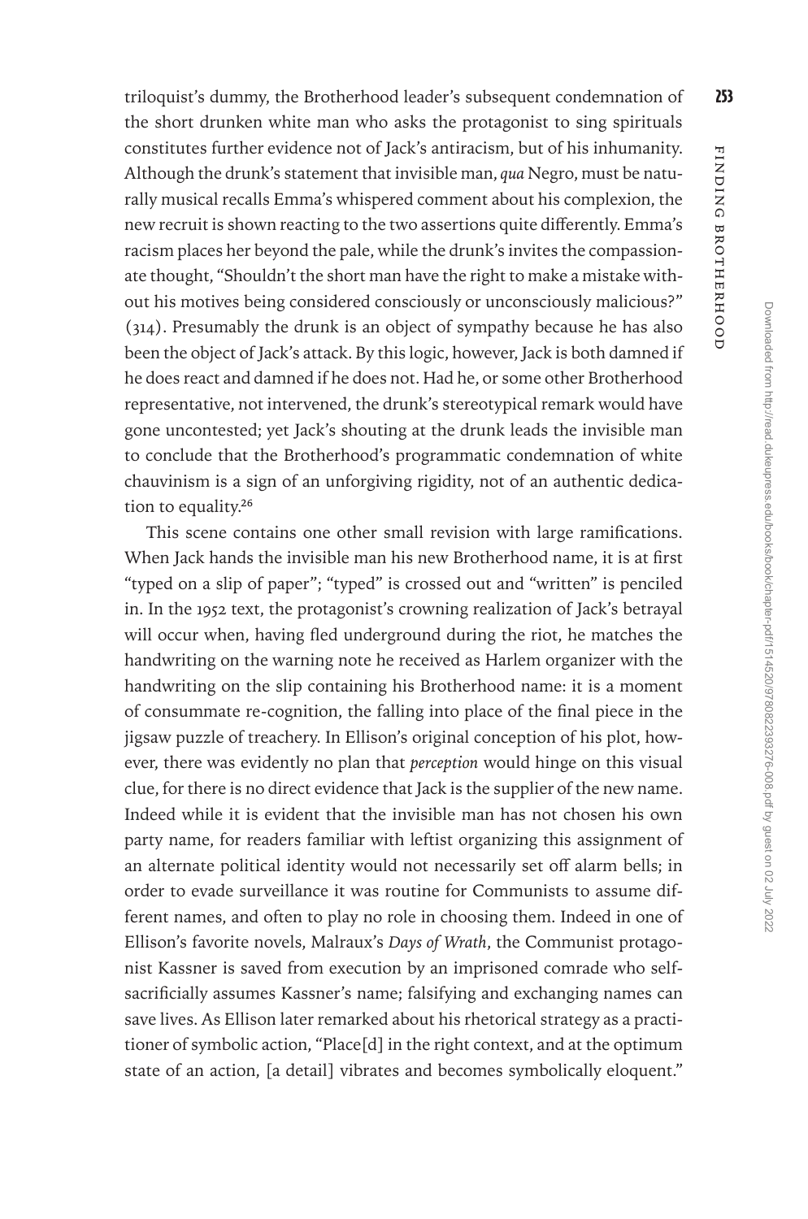triloquist's dummy, the Brotherhood leader's subsequent condemnation of the short drunken white man who asks the protagonist to sing spirituals constitutes further evidence not of Jack's antiracism, but of his inhumanity. Although the drunk's statement that invisible man, *qua* Negro, must be naturally musical recalls Emma's whispered comment about his complexion, the new recruit is shown reacting to the two assertions quite differently. Emma's racism places her beyond the pale, while the drunk's invites the compassionate thought, "Shouldn't the short man have the right to make a mistake without his motives being considered consciously or unconsciously malicious?" (314). Presumably the drunk is an object of sympathy because he has also been the object of Jack's attack. By this logic, however, Jack is both damned if he does react and damned if he does not. Had he, or some other Brotherhood representative, not intervened, the drunk's stereotypical remark would have gone uncontested; yet Jack's shouting at the drunk leads the invisible man to conclude that the Brotherhood's programmatic condemnation of white chauvinism is a sign of an unforgiving rigidity, not of an authentic dedication to equality.[26]

This scene contains one other small revision with large ramifications. When Jack hands the invisible man his new Brotherhood name, it is at first "typed on a slip of paper"; "typed" is crossed out and "written" is penciled in. In the 1952 text, the protagonist's crowning realization of Jack's betrayal will occur when, having fled underground during the riot, he matches the handwriting on the warning note he received as Harlem organizer with the handwriting on the slip containing his Brotherhood name: it is a moment of consummate re-cognition, the falling into place of the final piece in the jigsaw puzzle of treachery. In Ellison's original conception of his plot, however, there was evidently no plan that *perception* would hinge on this visual clue, for there is no direct evidence that Jack is the supplier of the new name. Indeed while it is evident that the invisible man has not chosen his own party name, for readers familiar with leftist organizing this assignment of an alternate political identity would not necessarily set off alarm bells; in order to evade surveillance it was routine for Communists to assume different names, and often to play no role in choosing them. Indeed in one of Ellison's favorite novels, Malraux's *Days of Wrath*, the Communist protagonist Kassner is saved from execution by an imprisoned comrade who self-sacrificially assumes Kassner's name; falsifying and exchanging names can save lives. As Ellison later remarked about his rhetorical strategy as a practitioner of symbolic action, "Place[d] in the right context, and at the optimum state of an action, [a detail] vibrates and becomes symbolically eloquent."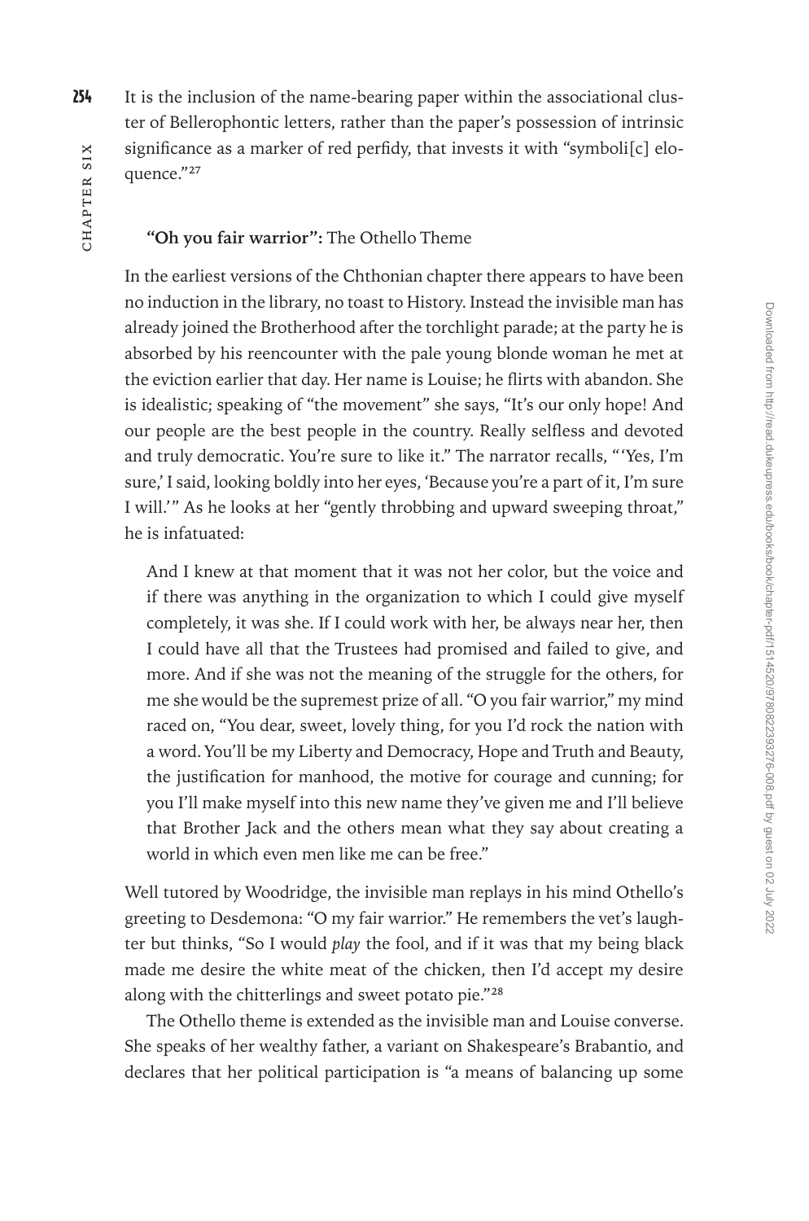It is the inclusion of the name-bearing paper within the associational cluster of Bellerophontic letters, rather than the paper's possession of intrinsic significance as a marker of red perfidy, that invests it with "symboli[c] eloquence."[27]

### "Oh you fair warrior": The Othello Theme

In the earliest versions of the Chthonian chapter there appears to have been no induction in the library, no toast to History. Instead the invisible man has already joined the Brotherhood after the torchlight parade; at the party he is absorbed by his reencounter with the pale young blonde woman he met at the eviction earlier that day. Her name is Louise; he flirts with abandon. She is idealistic; speaking of "the movement" she says, "It's our only hope! And our people are the best people in the country. Really selfless and devoted and truly democratic. You're sure to like it." The narrator recalls, "'Yes, I'm sure,' I said, looking boldly into her eyes, 'Because you're a part of it, I'm sure I will.'" As he looks at her "gently throbbing and upward sweeping throat," he is infatuated:

> And I knew at that moment that it was not her color, but the voice and if there was anything in the organization to which I could give myself completely, it was she. If I could work with her, be always near her, then I could have all that the Trustees had promised and failed to give, and more. And if she was not the meaning of the struggle for the others, for me she would be the supremest prize of all. "O you fair warrior," my mind raced on, "You dear, sweet, lovely thing, for you I'd rock the nation with a word. You'll be my Liberty and Democracy, Hope and Truth and Beauty, the justification for manhood, the motive for courage and cunning; for you I'll make myself into this new name they've given me and I'll believe that Brother Jack and the others mean what they say about creating a world in which even men like me can be free."

Well tutored by Woodridge, the invisible man replays in his mind Othello's greeting to Desdemona: "O my fair warrior." He remembers the vet's laughter but thinks, "So I would *play* the fool, and if it was that my being black made me desire the white meat of the chicken, then I'd accept my desire along with the chitterlings and sweet potato pie."[28]

The Othello theme is extended as the invisible man and Louise converse. She speaks of her wealthy father, a variant on Shakespeare's Brabantio, and declares that her political participation is "a means of balancing up some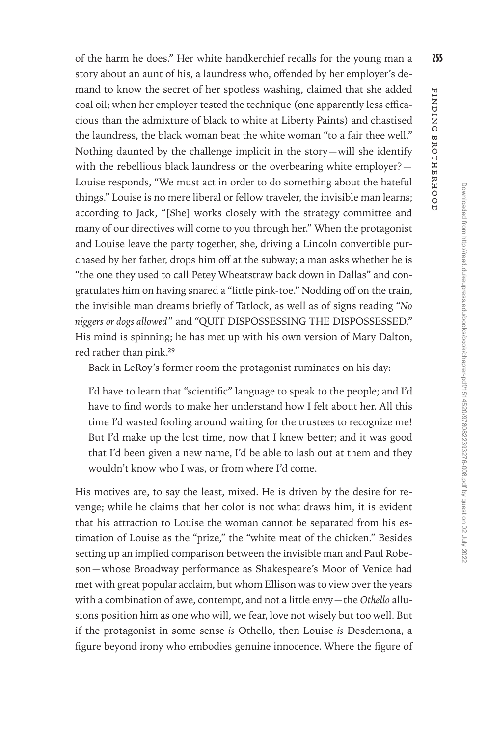of the harm he does." Her white handkerchief recalls for the young man a story about an aunt of his, a laundress who, offended by her employer's demand to know the secret of her spotless washing, claimed that she added coal oil; when her employer tested the technique (one apparently less efficacious than the admixture of black to white at Liberty Paints) and chastised the laundress, the black woman beat the white woman "to a fair thee well." Nothing daunted by the challenge implicit in the story—will she identify with the rebellious black laundress or the overbearing white employer?—Louise responds, "We must act in order to do something about the hateful things." Louise is no mere liberal or fellow traveler, the invisible man learns; according to Jack, "[She] works closely with the strategy committee and many of our directives will come to you through her." When the protagonist and Louise leave the party together, she, driving a Lincoln convertible purchased by her father, drops him off at the subway; a man asks whether he is "the one they used to call Petey Wheatstraw back down in Dallas" and congratulates him on having snared a "little pink-toe." Nodding off on the train, the invisible man dreams briefly of Tatlock, as well as of signs reading "*No niggers or dogs allowed*" and "QUIT DISPOSSESSING THE DISPOSSESSED." His mind is spinning; he has met up with his own version of Mary Dalton, red rather than pink.[29]

Back in LeRoy's former room the protagonist ruminates on his day:

> I'd have to learn that "scientific" language to speak to the people; and I'd have to find words to make her understand how I felt about her. All this time I'd wasted fooling around waiting for the trustees to recognize me! But I'd make up the lost time, now that I knew better; and it was good that I'd been given a new name, I'd be able to lash out at them and they wouldn't know who I was, or from where I'd come.

His motives are, to say the least, mixed. He is driven by the desire for revenge; while he claims that her color is not what draws him, it is evident that his attraction to Louise the woman cannot be separated from his estimation of Louise as the "prize," the "white meat of the chicken." Besides setting up an implied comparison between the invisible man and Paul Robeson—whose Broadway performance as Shakespeare's Moor of Venice had met with great popular acclaim, but whom Ellison was to view over the years with a combination of awe, contempt, and not a little envy—the *Othello* allusions position him as one who will, we fear, love not wisely but too well. But if the protagonist in some sense *is* Othello, then Louise *is* Desdemona, a figure beyond irony who embodies genuine innocence. Where the figure of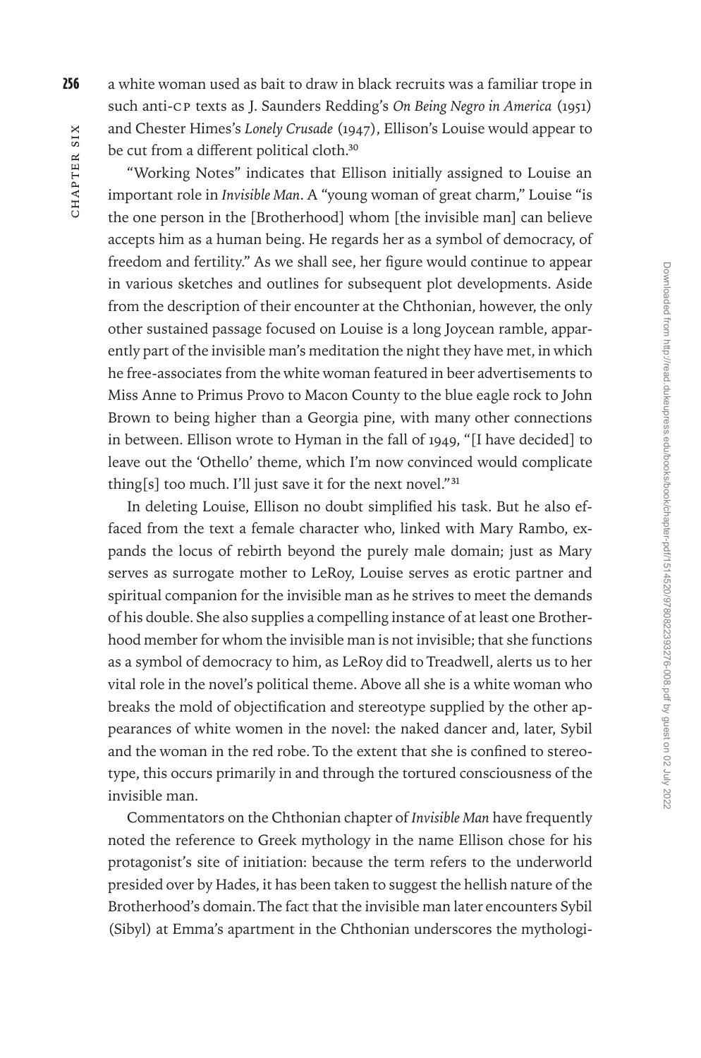a white woman used as bait to draw in black recruits was a familiar trope in such anti-CP texts as J. Saunders Redding's *On Being Negro in America* (1951) and Chester Himes's *Lonely Crusade* (1947), Ellison's Louise would appear to be cut from a different political cloth.[30]

"Working Notes" indicates that Ellison initially assigned to Louise an important role in *Invisible Man*. A "young woman of great charm," Louise "is the one person in the [Brotherhood] whom [the invisible man] can believe accepts him as a human being. He regards her as a symbol of democracy, of freedom and fertility." As we shall see, her figure would continue to appear in various sketches and outlines for subsequent plot developments. Aside from the description of their encounter at the Chthonian, however, the only other sustained passage focused on Louise is a long Joycean ramble, apparently part of the invisible man's meditation the night they have met, in which he free-associates from the white woman featured in beer advertisements to Miss Anne to Primus Provo to Macon County to the blue eagle rock to John Brown to being higher than a Georgia pine, with many other connections in between. Ellison wrote to Hyman in the fall of 1949, "[I have decided] to leave out the 'Othello' theme, which I'm now convinced would complicate thing[s] too much. I'll just save it for the next novel."[31]

In deleting Louise, Ellison no doubt simplified his task. But he also effaced from the text a female character who, linked with Mary Rambo, expands the locus of rebirth beyond the purely male domain; just as Mary serves as surrogate mother to LeRoy, Louise serves as erotic partner and spiritual companion for the invisible man as he strives to meet the demands of his double. She also supplies a compelling instance of at least one Brotherhood member for whom the invisible man is not invisible; that she functions as a symbol of democracy to him, as LeRoy did to Treadwell, alerts us to her vital role in the novel's political theme. Above all she is a white woman who breaks the mold of objectification and stereotype supplied by the other appearances of white women in the novel: the naked dancer and, later, Sybil and the woman in the red robe. To the extent that she is confined to stereotype, this occurs primarily in and through the tortured consciousness of the invisible man.

Commentators on the Chthonian chapter of *Invisible Man* have frequently noted the reference to Greek mythology in the name Ellison chose for his protagonist's site of initiation: because the term refers to the underworld presided over by Hades, it has been taken to suggest the hellish nature of the Brotherhood's domain. The fact that the invisible man later encounters Sybil (Sibyl) at Emma's apartment in the Chthonian underscores the mythologi-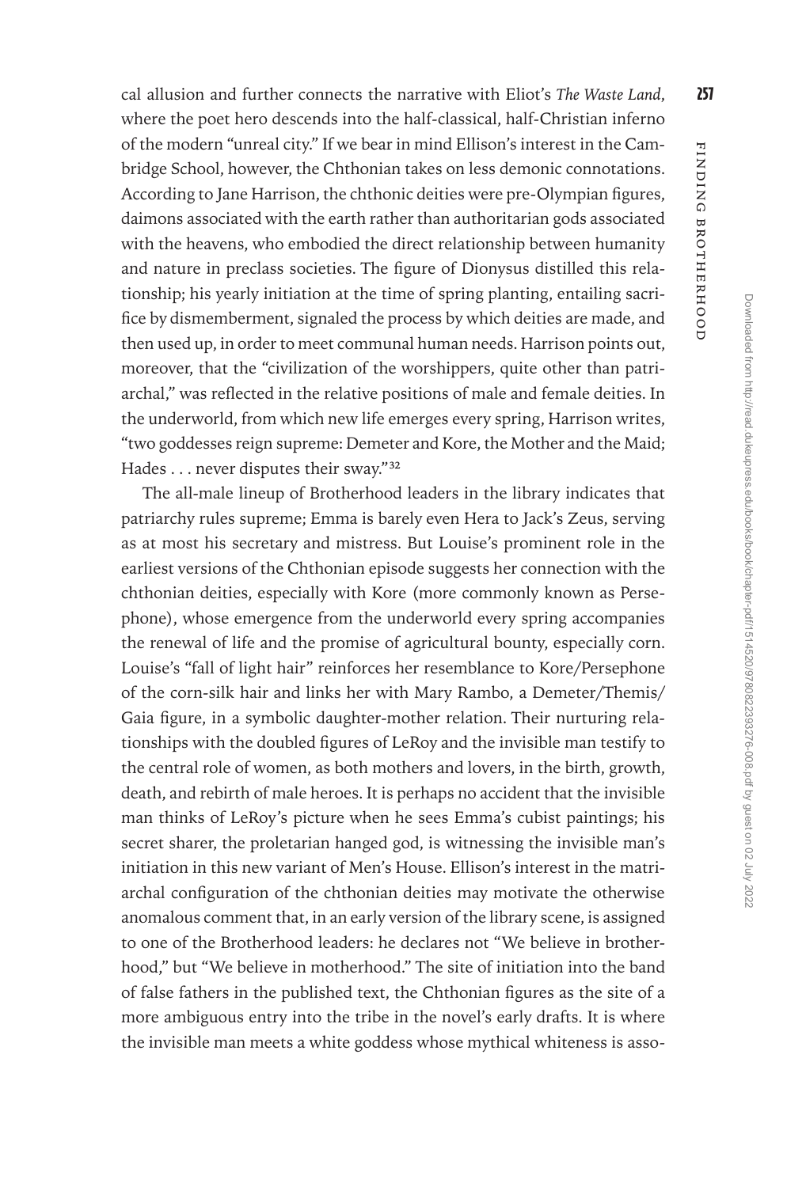cal allusion and further connects the narrative with Eliot's *The Waste Land*, where the poet hero descends into the half-classical, half-Christian inferno of the modern "unreal city." If we bear in mind Ellison's interest in the Cambridge School, however, the Chthonian takes on less demonic connotations. According to Jane Harrison, the chthonic deities were pre-Olympian figures, daimons associated with the earth rather than authoritarian gods associated with the heavens, who embodied the direct relationship between humanity and nature in preclass societies. The figure of Dionysus distilled this relationship; his yearly initiation at the time of spring planting, entailing sacrifice by dismemberment, signaled the process by which deities are made, and then used up, in order to meet communal human needs. Harrison points out, moreover, that the "civilization of the worshippers, quite other than patriarchal," was reflected in the relative positions of male and female deities. In the underworld, from which new life emerges every spring, Harrison writes, "two goddesses reign supreme: Demeter and Kore, the Mother and the Maid; Hades . . . never disputes their sway."[32]

The all-male lineup of Brotherhood leaders in the library indicates that patriarchy rules supreme; Emma is barely even Hera to Jack's Zeus, serving as at most his secretary and mistress. But Louise's prominent role in the earliest versions of the Chthonian episode suggests her connection with the chthonian deities, especially with Kore (more commonly known as Persephone), whose emergence from the underworld every spring accompanies the renewal of life and the promise of agricultural bounty, especially corn. Louise's "fall of light hair" reinforces her resemblance to Kore/Persephone of the corn-silk hair and links her with Mary Rambo, a Demeter/Themis/Gaia figure, in a symbolic daughter-mother relation. Their nurturing relationships with the doubled figures of LeRoy and the invisible man testify to the central role of women, as both mothers and lovers, in the birth, growth, death, and rebirth of male heroes. It is perhaps no accident that the invisible man thinks of LeRoy's picture when he sees Emma's cubist paintings; his secret sharer, the proletarian hanged god, is witnessing the invisible man's initiation in this new variant of Men's House. Ellison's interest in the matriarchal configuration of the chthonian deities may motivate the otherwise anomalous comment that, in an early version of the library scene, is assigned to one of the Brotherhood leaders: he declares not "We believe in brotherhood," but "We believe in motherhood." The site of initiation into the band of false fathers in the published text, the Chthonian figures as the site of a more ambiguous entry into the tribe in the novel's early drafts. It is where the invisible man meets a white goddess whose mythical whiteness is asso-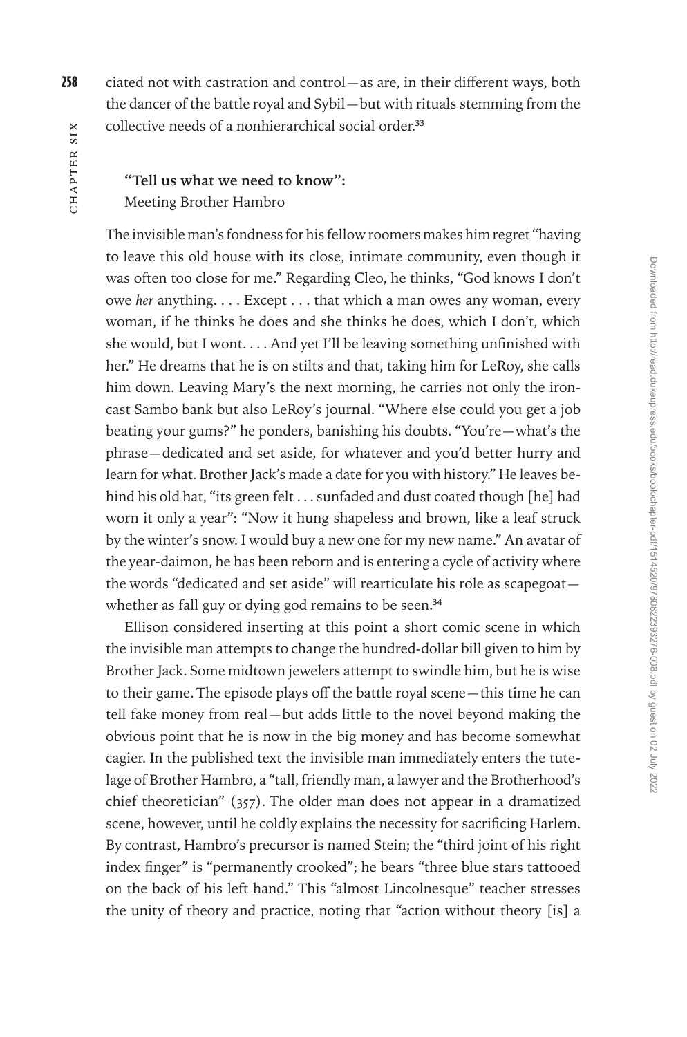ciated not with castration and control—as are, in their different ways, both the dancer of the battle royal and Sybil—but with rituals stemming from the collective needs of a nonhierarchical social order.[33]

### "Tell us what we need to know": Meeting Brother Hambro

The invisible man's fondness for his fellow roomers makes him regret "having to leave this old house with its close, intimate community, even though it was often too close for me." Regarding Cleo, he thinks, "God knows I don't owe *her* anything. . . . Except . . . that which a man owes any woman, every woman, if he thinks he does and she thinks he does, which I don't, which she would, but I wont. . . . And yet I'll be leaving something unfinished with her." He dreams that he is on stilts and that, taking him for LeRoy, she calls him down. Leaving Mary's the next morning, he carries not only the iron-cast Sambo bank but also LeRoy's journal. "Where else could you get a job beating your gums?" he ponders, banishing his doubts. "You're—what's the phrase—dedicated and set aside, for whatever and you'd better hurry and learn for what. Brother Jack's made a date for you with history." He leaves behind his old hat, "its green felt . . . sunfaded and dust coated though [he] had worn it only a year": "Now it hung shapeless and brown, like a leaf struck by the winter's snow. I would buy a new one for my new name." An avatar of the year-daimon, he has been reborn and is entering a cycle of activity where the words "dedicated and set aside" will rearticulate his role as scapegoat—whether as fall guy or dying god remains to be seen.[34]

Ellison considered inserting at this point a short comic scene in which the invisible man attempts to change the hundred-dollar bill given to him by Brother Jack. Some midtown jewelers attempt to swindle him, but he is wise to their game. The episode plays off the battle royal scene—this time he can tell fake money from real—but adds little to the novel beyond making the obvious point that he is now in the big money and has become somewhat cagier. In the published text the invisible man immediately enters the tutelage of Brother Hambro, a "tall, friendly man, a lawyer and the Brotherhood's chief theoretician" (357). The older man does not appear in a dramatized scene, however, until he coldly explains the necessity for sacrificing Harlem. By contrast, Hambro's precursor is named Stein; the "third joint of his right index finger" is "permanently crooked"; he bears "three blue stars tattooed on the back of his left hand." This "almost Lincolnesque" teacher stresses the unity of theory and practice, noting that "action without theory [is] a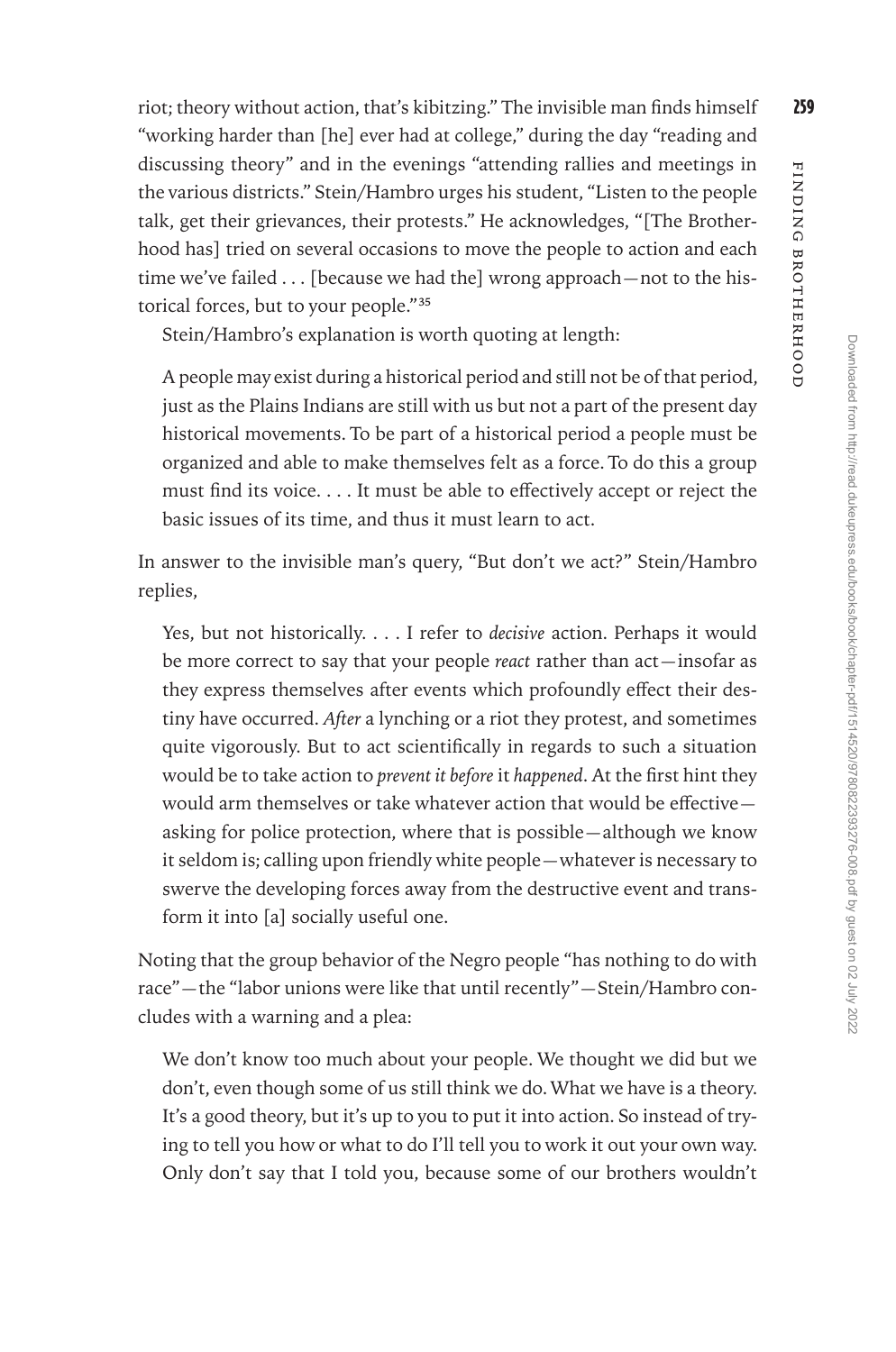riot; theory without action, that's kibitzing." The invisible man finds himself "working harder than [he] ever had at college," during the day "reading and discussing theory" and in the evenings "attending rallies and meetings in the various districts." Stein/Hambro urges his student, "Listen to the people talk, get their grievances, their protests." He acknowledges, "[The Brotherhood has] tried on several occasions to move the people to action and each time we've failed . . . [because we had the] wrong approach—not to the historical forces, but to your people."[35]

Stein/Hambro's explanation is worth quoting at length:

> A people may exist during a historical period and still not be of that period, just as the Plains Indians are still with us but not a part of the present day historical movements. To be part of a historical period a people must be organized and able to make themselves felt as a force. To do this a group must find its voice. . . . It must be able to effectively accept or reject the basic issues of its time, and thus it must learn to act.

In answer to the invisible man's query, "But don't we act?" Stein/Hambro replies,

> Yes, but not historically. . . . I refer to *decisive* action. Perhaps it would be more correct to say that your people *react* rather than act—insofar as they express themselves after events which profoundly effect their destiny have occurred. *After* a lynching or a riot they protest, and sometimes quite vigorously. But to act scientifically in regards to such a situation would be to take action to *prevent it before* it *happened*. At the first hint they would arm themselves or take whatever action that would be effective—asking for police protection, where that is possible—although we know it seldom is; calling upon friendly white people—whatever is necessary to swerve the developing forces away from the destructive event and transform it into [a] socially useful one.

Noting that the group behavior of the Negro people "has nothing to do with race"—the "labor unions were like that until recently"—Stein/Hambro concludes with a warning and a plea:

> We don't know too much about your people. We thought we did but we don't, even though some of us still think we do. What we have is a theory. It's a good theory, but it's up to you to put it into action. So instead of trying to tell you how or what to do I'll tell you to work it out your own way. Only don't say that I told you, because some of our brothers wouldn't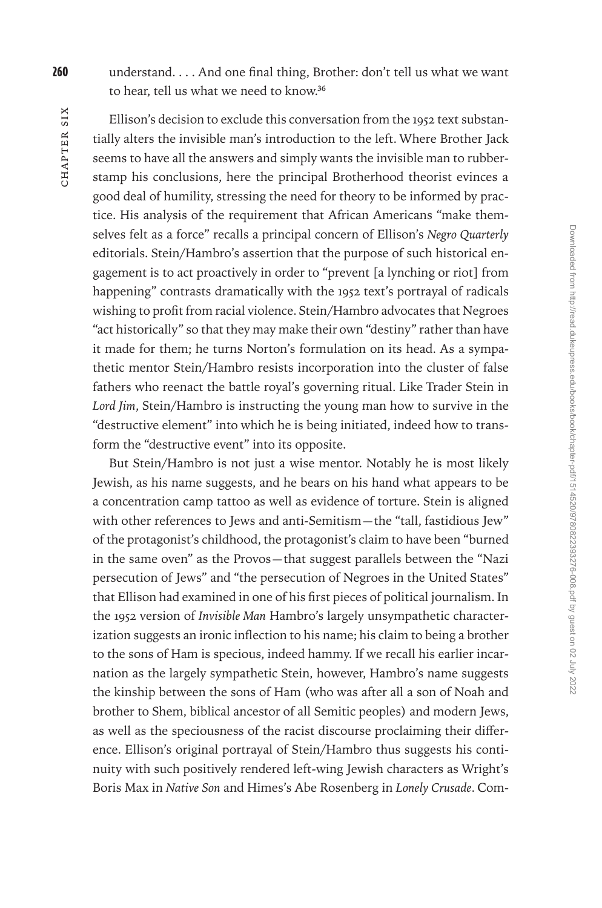understand. . . . And one final thing, Brother: don't tell us what we want to hear, tell us what we need to know.[36]

Ellison's decision to exclude this conversation from the 1952 text substantially alters the invisible man's introduction to the left. Where Brother Jack seems to have all the answers and simply wants the invisible man to rubber-stamp his conclusions, here the principal Brotherhood theorist evinces a good deal of humility, stressing the need for theory to be informed by practice. His analysis of the requirement that African Americans "make themselves felt as a force" recalls a principal concern of Ellison's *Negro Quarterly* editorials. Stein/Hambro's assertion that the purpose of such historical engagement is to act proactively in order to "prevent [a lynching or riot] from happening" contrasts dramatically with the 1952 text's portrayal of radicals wishing to profit from racial violence. Stein/Hambro advocates that Negroes "act historically" so that they may make their own "destiny" rather than have it made for them; he turns Norton's formulation on its head. As a sympathetic mentor Stein/Hambro resists incorporation into the cluster of false fathers who reenact the battle royal's governing ritual. Like Trader Stein in *Lord Jim*, Stein/Hambro is instructing the young man how to survive in the "destructive element" into which he is being initiated, indeed how to transform the "destructive event" into its opposite.

But Stein/Hambro is not just a wise mentor. Notably he is most likely Jewish, as his name suggests, and he bears on his hand what appears to be a concentration camp tattoo as well as evidence of torture. Stein is aligned with other references to Jews and anti-Semitism—the "tall, fastidious Jew" of the protagonist's childhood, the protagonist's claim to have been "burned in the same oven" as the Provos—that suggest parallels between the "Nazi persecution of Jews" and "the persecution of Negroes in the United States" that Ellison had examined in one of his first pieces of political journalism. In the 1952 version of *Invisible Man* Hambro's largely unsympathetic characterization suggests an ironic inflection to his name; his claim to being a brother to the sons of Ham is specious, indeed hammy. If we recall his earlier incarnation as the largely sympathetic Stein, however, Hambro's name suggests the kinship between the sons of Ham (who was after all a son of Noah and brother to Shem, biblical ancestor of all Semitic peoples) and modern Jews, as well as the speciousness of the racist discourse proclaiming their difference. Ellison's original portrayal of Stein/Hambro thus suggests his continuity with such positively rendered left-wing Jewish characters as Wright's Boris Max in *Native Son* and Himes's Abe Rosenberg in *Lonely Crusade*. Com-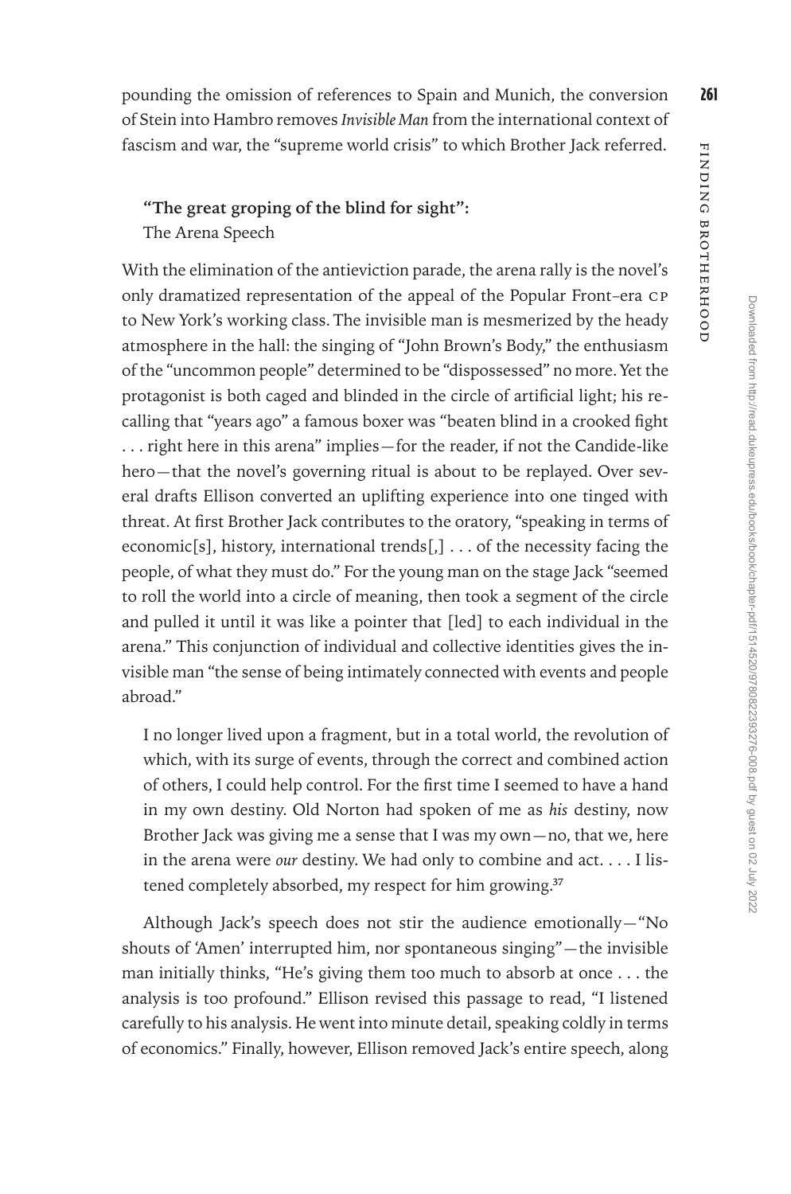pounding the omission of references to Spain and Munich, the conversion of Stein into Hambro removes *Invisible Man* from the international context of fascism and war, the "supreme world crisis" to which Brother Jack referred.

### "The great groping of the blind for sight": The Arena Speech

With the elimination of the antieviction parade, the arena rally is the novel's only dramatized representation of the appeal of the Popular Front–era CP to New York's working class. The invisible man is mesmerized by the heady atmosphere in the hall: the singing of "John Brown's Body," the enthusiasm of the "uncommon people" determined to be "dispossessed" no more. Yet the protagonist is both caged and blinded in the circle of artificial light; his recalling that "years ago" a famous boxer was "beaten blind in a crooked fight . . . right here in this arena" implies—for the reader, if not the Candide-like hero—that the novel's governing ritual is about to be replayed. Over several drafts Ellison converted an uplifting experience into one tinged with threat. At first Brother Jack contributes to the oratory, "speaking in terms of economic[s], history, international trends[,] . . . of the necessity facing the people, of what they must do." For the young man on the stage Jack "seemed to roll the world into a circle of meaning, then took a segment of the circle and pulled it until it was like a pointer that [led] to each individual in the arena." This conjunction of individual and collective identities gives the invisible man "the sense of being intimately connected with events and people abroad."

> I no longer lived upon a fragment, but in a total world, the revolution of which, with its surge of events, through the correct and combined action of others, I could help control. For the first time I seemed to have a hand in my own destiny. Old Norton had spoken of me as *his* destiny, now Brother Jack was giving me a sense that I was my own—no, that we, here in the arena were *our* destiny. We had only to combine and act. . . . I listened completely absorbed, my respect for him growing.[37]

Although Jack's speech does not stir the audience emotionally—"No shouts of 'Amen' interrupted him, nor spontaneous singing"—the invisible man initially thinks, "He's giving them too much to absorb at once . . . the analysis is too profound." Ellison revised this passage to read, "I listened carefully to his analysis. He went into minute detail, speaking coldly in terms of economics." Finally, however, Ellison removed Jack's entire speech, along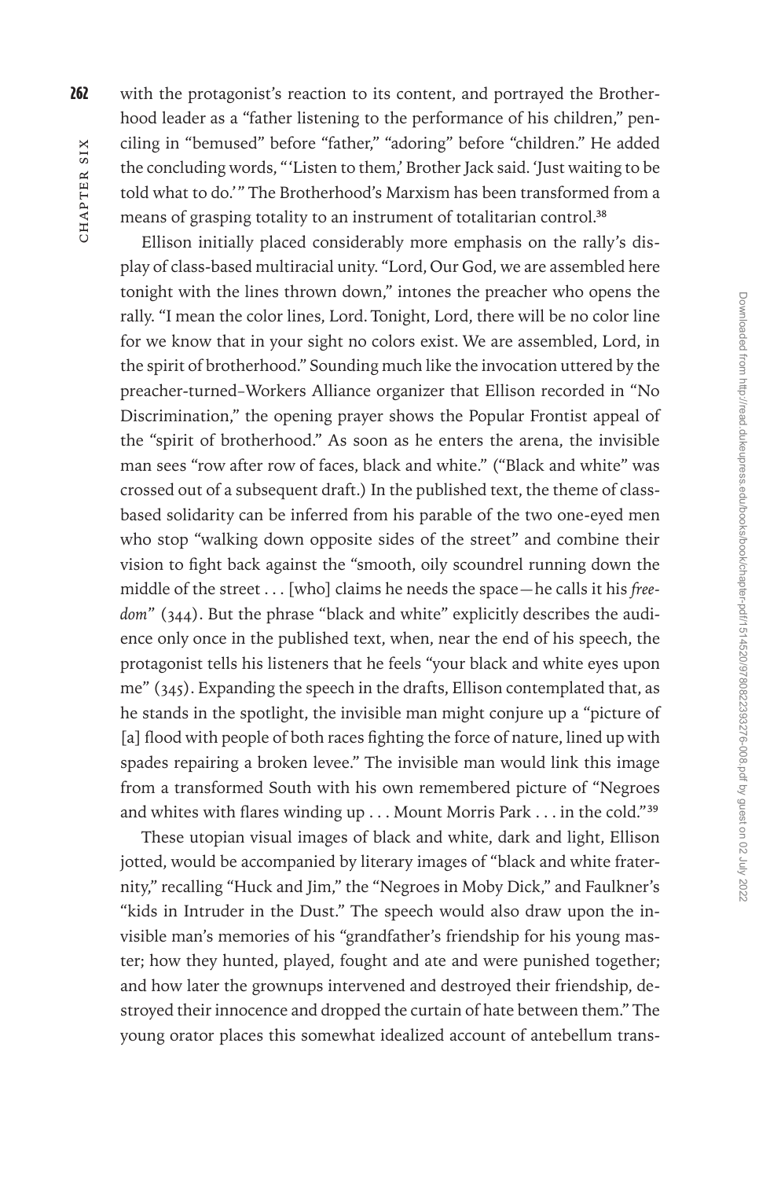with the protagonist's reaction to its content, and portrayed the Brotherhood leader as a "father listening to the performance of his children," penciling in "bemused" before "father," "adoring" before "children." He added the concluding words, "'Listen to them,' Brother Jack said. 'Just waiting to be told what to do.'" The Brotherhood's Marxism has been transformed from a means of grasping totality to an instrument of totalitarian control.[38]

Ellison initially placed considerably more emphasis on the rally's display of class-based multiracial unity. "Lord, Our God, we are assembled here tonight with the lines thrown down," intones the preacher who opens the rally. "I mean the color lines, Lord. Tonight, Lord, there will be no color line for we know that in your sight no colors exist. We are assembled, Lord, in the spirit of brotherhood." Sounding much like the invocation uttered by the preacher-turned–Workers Alliance organizer that Ellison recorded in "No Discrimination," the opening prayer shows the Popular Frontist appeal of the "spirit of brotherhood." As soon as he enters the arena, the invisible man sees "row after row of faces, black and white." ("Black and white" was crossed out of a subsequent draft.) In the published text, the theme of class-based solidarity can be inferred from his parable of the two one-eyed men who stop "walking down opposite sides of the street" and combine their vision to fight back against the "smooth, oily scoundrel running down the middle of the street . . . [who] claims he needs the space—he calls it his *freedom*" (344). But the phrase "black and white" explicitly describes the audience only once in the published text, when, near the end of his speech, the protagonist tells his listeners that he feels "your black and white eyes upon me" (345). Expanding the speech in the drafts, Ellison contemplated that, as he stands in the spotlight, the invisible man might conjure up a "picture of [a] flood with people of both races fighting the force of nature, lined up with spades repairing a broken levee." The invisible man would link this image from a transformed South with his own remembered picture of "Negroes and whites with flares winding up . . . Mount Morris Park . . . in the cold."[39]

These utopian visual images of black and white, dark and light, Ellison jotted, would be accompanied by literary images of "black and white fraternity," recalling "Huck and Jim," the "Negroes in Moby Dick," and Faulkner's "kids in Intruder in the Dust." The speech would also draw upon the invisible man's memories of his "grandfather's friendship for his young master; how they hunted, played, fought and ate and were punished together; and how later the grownups intervened and destroyed their friendship, destroyed their innocence and dropped the curtain of hate between them." The young orator places this somewhat idealized account of antebellum trans-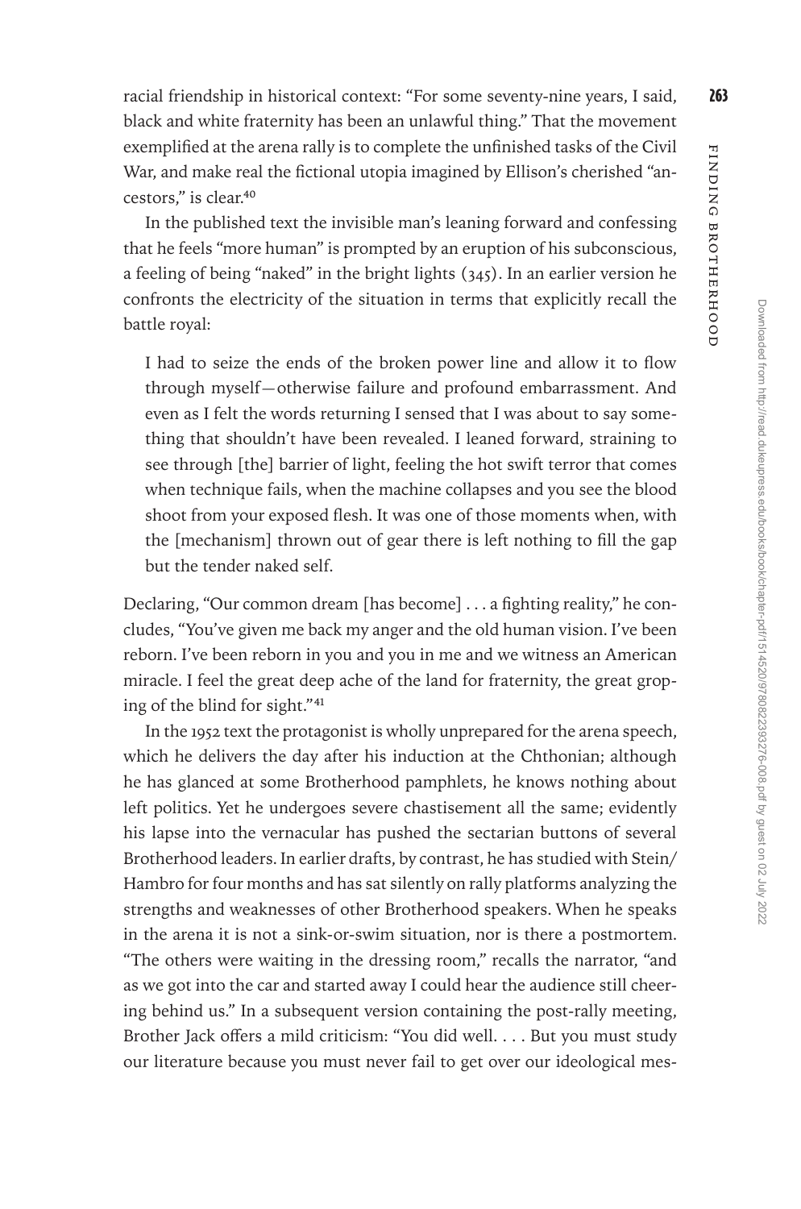racial friendship in historical context: "For some seventy-nine years, I said, black and white fraternity has been an unlawful thing." That the movement exemplified at the arena rally is to complete the unfinished tasks of the Civil War, and make real the fictional utopia imagined by Ellison's cherished "ancestors," is clear.[40]

In the published text the invisible man's leaning forward and confessing that he feels "more human" is prompted by an eruption of his subconscious, a feeling of being "naked" in the bright lights (345). In an earlier version he confronts the electricity of the situation in terms that explicitly recall the battle royal:

> I had to seize the ends of the broken power line and allow it to flow through myself—otherwise failure and profound embarrassment. And even as I felt the words returning I sensed that I was about to say something that shouldn't have been revealed. I leaned forward, straining to see through [the] barrier of light, feeling the hot swift terror that comes when technique fails, when the machine collapses and you see the blood shoot from your exposed flesh. It was one of those moments when, with the [mechanism] thrown out of gear there is left nothing to fill the gap but the tender naked self.

Declaring, "Our common dream [has become] . . . a fighting reality," he concludes, "You've given me back my anger and the old human vision. I've been reborn. I've been reborn in you and you in me and we witness an American miracle. I feel the great deep ache of the land for fraternity, the great groping of the blind for sight."[41]

In the 1952 text the protagonist is wholly unprepared for the arena speech, which he delivers the day after his induction at the Chthonian; although he has glanced at some Brotherhood pamphlets, he knows nothing about left politics. Yet he undergoes severe chastisement all the same; evidently his lapse into the vernacular has pushed the sectarian buttons of several Brotherhood leaders. In earlier drafts, by contrast, he has studied with Stein/Hambro for four months and has sat silently on rally platforms analyzing the strengths and weaknesses of other Brotherhood speakers. When he speaks in the arena it is not a sink-or-swim situation, nor is there a postmortem. "The others were waiting in the dressing room," recalls the narrator, "and as we got into the car and started away I could hear the audience still cheering behind us." In a subsequent version containing the post-rally meeting, Brother Jack offers a mild criticism: "You did well. . . . But you must study our literature because you must never fail to get over our ideological mes-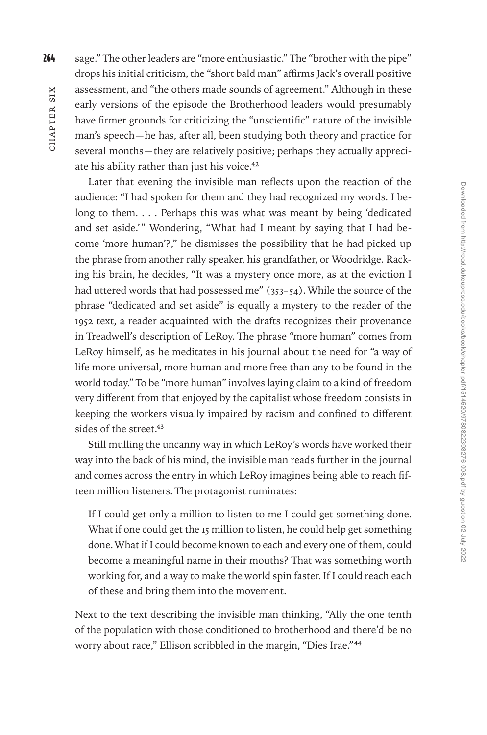sage." The other leaders are "more enthusiastic." The "brother with the pipe" drops his initial criticism, the "short bald man" affirms Jack's overall positive assessment, and "the others made sounds of agreement." Although in these early versions of the episode the Brotherhood leaders would presumably have firmer grounds for criticizing the "unscientific" nature of the invisible man's speech—he has, after all, been studying both theory and practice for several months—they are relatively positive; perhaps they actually appreciate his ability rather than just his voice.[42]

Later that evening the invisible man reflects upon the reaction of the audience: "I had spoken for them and they had recognized my words. I belong to them. . . . Perhaps this was what was meant by being 'dedicated and set aside.'" Wondering, "What had I meant by saying that I had become 'more human'?," he dismisses the possibility that he had picked up the phrase from another rally speaker, his grandfather, or Woodridge. Racking his brain, he decides, "It was a mystery once more, as at the eviction I had uttered words that had possessed me" (353–54). While the source of the phrase "dedicated and set aside" is equally a mystery to the reader of the 1952 text, a reader acquainted with the drafts recognizes their provenance in Treadwell's description of LeRoy. The phrase "more human" comes from LeRoy himself, as he meditates in his journal about the need for "a way of life more universal, more human and more free than any to be found in the world today." To be "more human" involves laying claim to a kind of freedom very different from that enjoyed by the capitalist whose freedom consists in keeping the workers visually impaired by racism and confined to different sides of the street.[43]

Still mulling the uncanny way in which LeRoy's words have worked their way into the back of his mind, the invisible man reads further in the journal and comes across the entry in which LeRoy imagines being able to reach fifteen million listeners. The protagonist ruminates:

> If I could get only a million to listen to me I could get something done. What if one could get the 15 million to listen, he could help get something done. What if I could become known to each and every one of them, could become a meaningful name in their mouths? That was something worth working for, and a way to make the world spin faster. If I could reach each of these and bring them into the movement.

Next to the text describing the invisible man thinking, "Ally the one tenth of the population with those conditioned to brotherhood and there'd be no worry about race," Ellison scribbled in the margin, "Dies Irae."[44]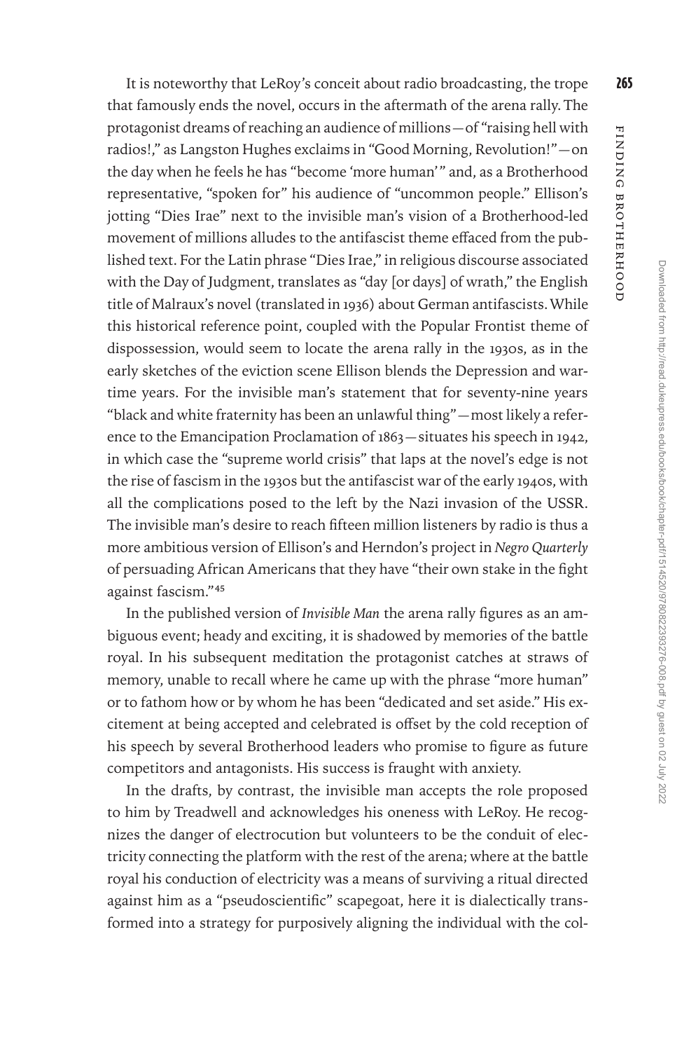It is noteworthy that LeRoy's conceit about radio broadcasting, the trope that famously ends the novel, occurs in the aftermath of the arena rally. The protagonist dreams of reaching an audience of millions—of "raising hell with radios!," as Langston Hughes exclaims in "Good Morning, Revolution!"—on the day when he feels he has "become 'more human'" and, as a Brotherhood representative, "spoken for" his audience of "uncommon people." Ellison's jotting "Dies Irae" next to the invisible man's vision of a Brotherhood-led movement of millions alludes to the antifascist theme effaced from the published text. For the Latin phrase "Dies Irae," in religious discourse associated with the Day of Judgment, translates as "day [or days] of wrath," the English title of Malraux's novel (translated in 1936) about German antifascists. While this historical reference point, coupled with the Popular Frontist theme of dispossession, would seem to locate the arena rally in the 1930s, as in the early sketches of the eviction scene Ellison blends the Depression and wartime years. For the invisible man's statement that for seventy-nine years "black and white fraternity has been an unlawful thing"—most likely a reference to the Emancipation Proclamation of 1863—situates his speech in 1942, in which case the "supreme world crisis" that laps at the novel's edge is not the rise of fascism in the 1930s but the antifascist war of the early 1940s, with all the complications posed to the left by the Nazi invasion of the USSR. The invisible man's desire to reach fifteen million listeners by radio is thus a more ambitious version of Ellison's and Herndon's project in *Negro Quarterly* of persuading African Americans that they have "their own stake in the fight against fascism."[45]

In the published version of *Invisible Man* the arena rally figures as an ambiguous event; heady and exciting, it is shadowed by memories of the battle royal. In his subsequent meditation the protagonist catches at straws of memory, unable to recall where he came up with the phrase "more human" or to fathom how or by whom he has been "dedicated and set aside." His excitement at being accepted and celebrated is offset by the cold reception of his speech by several Brotherhood leaders who promise to figure as future competitors and antagonists. His success is fraught with anxiety.

In the drafts, by contrast, the invisible man accepts the role proposed to him by Treadwell and acknowledges his oneness with LeRoy. He recognizes the danger of electrocution but volunteers to be the conduit of electricity connecting the platform with the rest of the arena; where at the battle royal his conduction of electricity was a means of surviving a ritual directed against him as a "pseudoscientific" scapegoat, here it is dialectically transformed into a strategy for purposively aligning the individual with the col-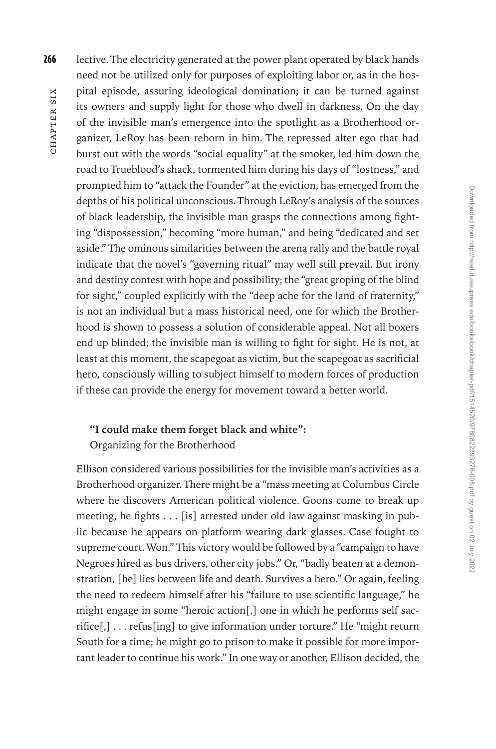lective. The electricity generated at the power plant operated by black hands need not be utilized only for purposes of exploiting labor or, as in the hospital episode, assuring ideological domination; it can be turned against its owners and supply light for those who dwell in darkness. On the day of the invisible man's emergence into the spotlight as a Brotherhood organizer, LeRoy has been reborn in him. The repressed alter ego that had burst out with the words "social equality" at the smoker, led him down the road to Trueblood's shack, tormented him during his days of "lostness," and prompted him to "attack the Founder" at the eviction, has emerged from the depths of his political unconscious. Through LeRoy's analysis of the sources of black leadership, the invisible man grasps the connections among fighting "dispossession," becoming "more human," and being "dedicated and set aside." The ominous similarities between the arena rally and the battle royal indicate that the novel's "governing ritual" may well still prevail. But irony and destiny contest with hope and possibility; the "great groping of the blind for sight," coupled explicitly with the "deep ache for the land of fraternity," is not an individual but a mass historical need, one for which the Brotherhood is shown to possess a solution of considerable appeal. Not all boxers end up blinded; the invisible man is willing to fight for sight. He is not, at least at this moment, the scapegoat as victim, but the scapegoat as sacrificial hero, consciously willing to subject himself to modern forces of production if these can provide the energy for movement toward a better world.

### **"I could make them forget black and white":**
### Organizing for the Brotherhood

Ellison considered various possibilities for the invisible man's activities as a Brotherhood organizer. There might be a "mass meeting at Columbus Circle where he discovers American political violence. Goons come to break up meeting, he fights . . . [is] arrested under old law against masking in public because he appears on platform wearing dark glasses. Case fought to supreme court. Won." This victory would be followed by a "campaign to have Negroes hired as bus drivers, other city jobs." Or, "badly beaten at a demonstration, [he] lies between life and death. Survives a hero." Or again, feeling the need to redeem himself after his "failure to use scientific language," he might engage in some "heroic action[,] one in which he performs self sacrifice[,] . . . refus[ing] to give information under torture." He "might return South for a time; he might go to prison to make it possible for more important leader to continue his work." In one way or another, Ellison decided, the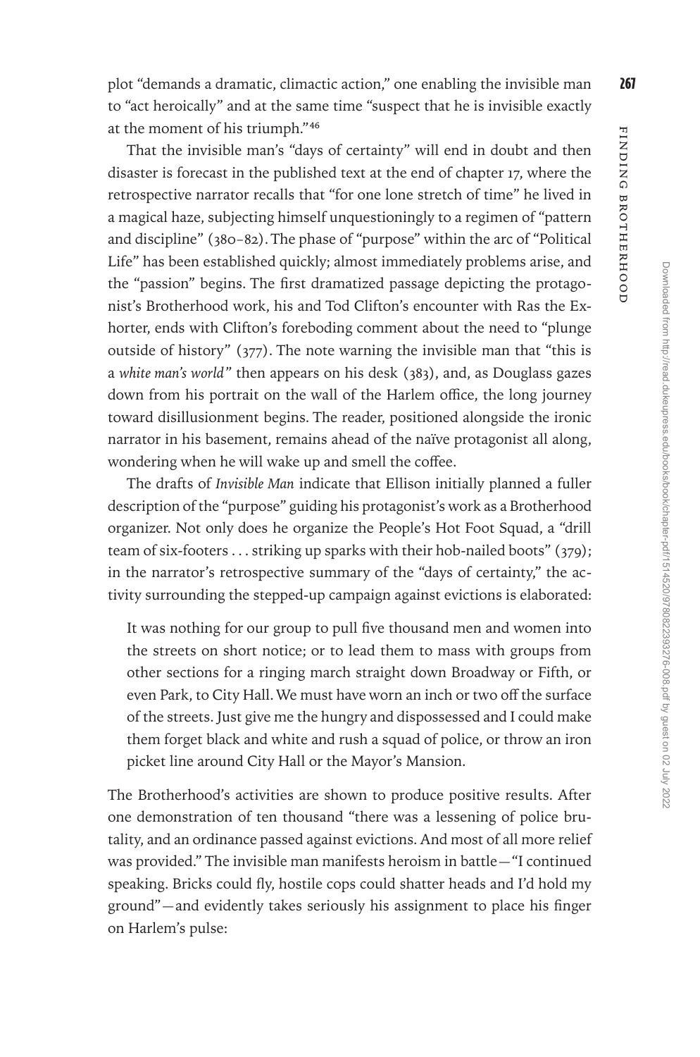plot "demands a dramatic, climactic action," one enabling the invisible man to "act heroically" and at the same time "suspect that he is invisible exactly at the moment of his triumph."[46]

That the invisible man's "days of certainty" will end in doubt and then disaster is forecast in the published text at the end of chapter 17, where the retrospective narrator recalls that "for one lone stretch of time" he lived in a magical haze, subjecting himself unquestioningly to a regimen of "pattern and discipline" (380–82). The phase of "purpose" within the arc of "Political Life" has been established quickly; almost immediately problems arise, and the "passion" begins. The first dramatized passage depicting the protagonist's Brotherhood work, his and Tod Clifton's encounter with Ras the Exhorter, ends with Clifton's foreboding comment about the need to "plunge outside of history" (377). The note warning the invisible man that "this is a *white man's world*" then appears on his desk (383), and, as Douglass gazes down from his portrait on the wall of the Harlem office, the long journey toward disillusionment begins. The reader, positioned alongside the ironic narrator in his basement, remains ahead of the naïve protagonist all along, wondering when he will wake up and smell the coffee.

The drafts of *Invisible Man* indicate that Ellison initially planned a fuller description of the "purpose" guiding his protagonist's work as a Brotherhood organizer. Not only does he organize the People's Hot Foot Squad, a "drill team of six-footers . . . striking up sparks with their hob-nailed boots" (379); in the narrator's retrospective summary of the "days of certainty," the activity surrounding the stepped-up campaign against evictions is elaborated:

> It was nothing for our group to pull five thousand men and women into the streets on short notice; or to lead them to mass with groups from other sections for a ringing march straight down Broadway or Fifth, or even Park, to City Hall. We must have worn an inch or two off the surface of the streets. Just give me the hungry and dispossessed and I could make them forget black and white and rush a squad of police, or throw an iron picket line around City Hall or the Mayor's Mansion.

The Brotherhood's activities are shown to produce positive results. After one demonstration of ten thousand "there was a lessening of police brutality, and an ordinance passed against evictions. And most of all more relief was provided." The invisible man manifests heroism in battle—"I continued speaking. Bricks could fly, hostile cops could shatter heads and I'd hold my ground"—and evidently takes seriously his assignment to place his finger on Harlem's pulse: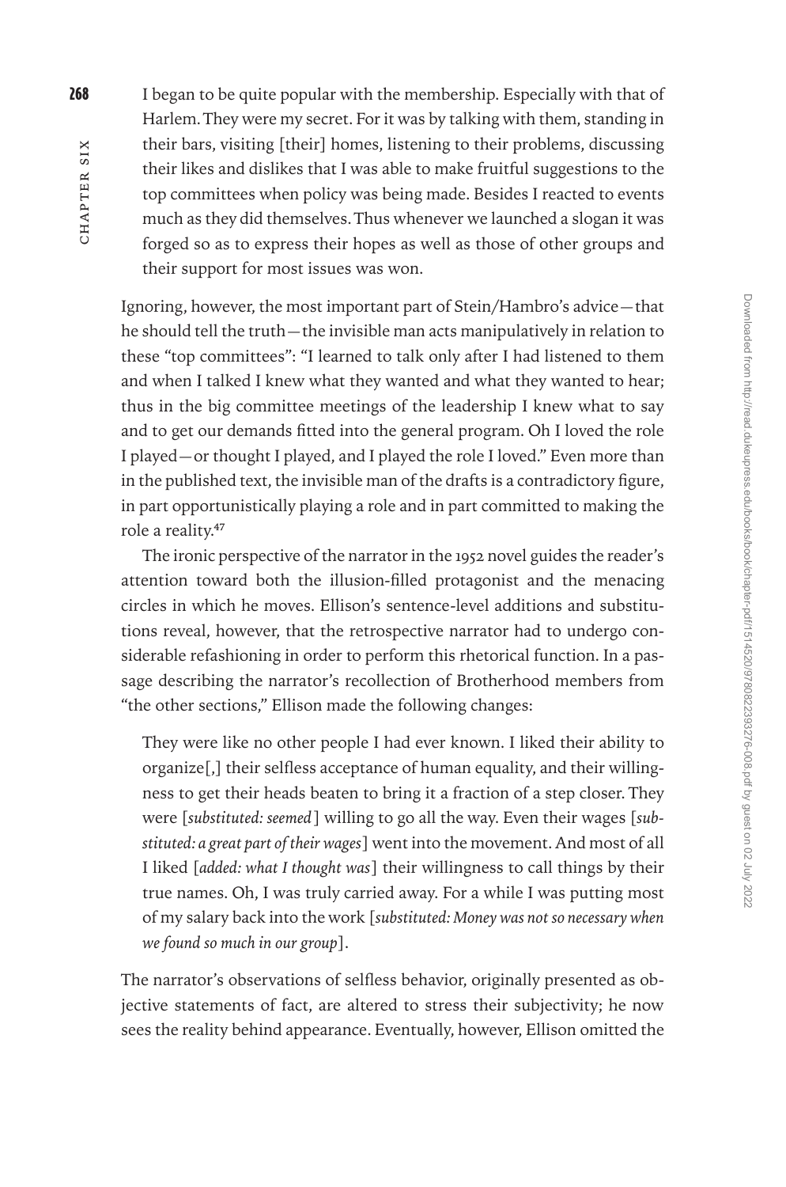> I began to be quite popular with the membership. Especially with that of Harlem. They were my secret. For it was by talking with them, standing in their bars, visiting [their] homes, listening to their problems, discussing their likes and dislikes that I was able to make fruitful suggestions to the top committees when policy was being made. Besides I reacted to events much as they did themselves. Thus whenever we launched a slogan it was forged so as to express their hopes as well as those of other groups and their support for most issues was won.

Ignoring, however, the most important part of Stein/Hambro's advice—that he should tell the truth—the invisible man acts manipulatively in relation to these "top committees": "I learned to talk only after I had listened to them and when I talked I knew what they wanted and what they wanted to hear; thus in the big committee meetings of the leadership I knew what to say and to get our demands fitted into the general program. Oh I loved the role I played—or thought I played, and I played the role I loved." Even more than in the published text, the invisible man of the drafts is a contradictory figure, in part opportunistically playing a role and in part committed to making the role a reality.[47]

The ironic perspective of the narrator in the 1952 novel guides the reader's attention toward both the illusion-filled protagonist and the menacing circles in which he moves. Ellison's sentence-level additions and substitutions reveal, however, that the retrospective narrator had to undergo considerable refashioning in order to perform this rhetorical function. In a passage describing the narrator's recollection of Brotherhood members from "the other sections," Ellison made the following changes:

> They were like no other people I had ever known. I liked their ability to organize[,] their selfless acceptance of human equality, and their willingness to get their heads beaten to bring it a fraction of a step closer. They were [*substituted: seemed*] willing to go all the way. Even their wages [*substituted: a great part of their wages*] went into the movement. And most of all I liked [*added: what I thought was*] their willingness to call things by their true names. Oh, I was truly carried away. For a while I was putting most of my salary back into the work [*substituted: Money was not so necessary when we found so much in our group*].

The narrator's observations of selfless behavior, originally presented as objective statements of fact, are altered to stress their subjectivity; he now sees the reality behind appearance. Eventually, however, Ellison omitted the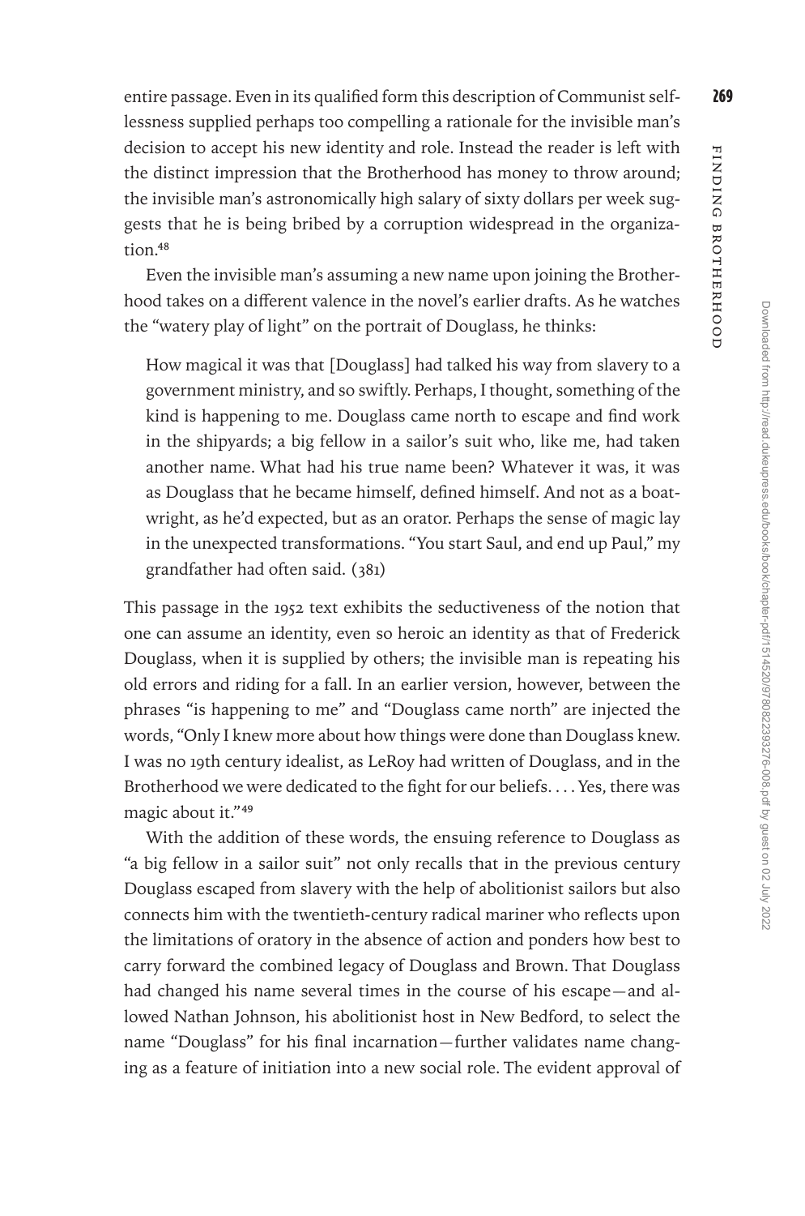entire passage. Even in its qualified form this description of Communist selflessness supplied perhaps too compelling a rationale for the invisible man's decision to accept his new identity and role. Instead the reader is left with the distinct impression that the Brotherhood has money to throw around; the invisible man's astronomically high salary of sixty dollars per week suggests that he is being bribed by a corruption widespread in the organization.[48]

Even the invisible man's assuming a new name upon joining the Brotherhood takes on a different valence in the novel's earlier drafts. As he watches the "watery play of light" on the portrait of Douglass, he thinks:

> How magical it was that [Douglass] had talked his way from slavery to a government ministry, and so swiftly. Perhaps, I thought, something of the kind is happening to me. Douglass came north to escape and find work in the shipyards; a big fellow in a sailor's suit who, like me, had taken another name. What had his true name been? Whatever it was, it was as Douglass that he became himself, defined himself. And not as a boatwright, as he'd expected, but as an orator. Perhaps the sense of magic lay in the unexpected transformations. "You start Saul, and end up Paul," my grandfather had often said. (381)

This passage in the 1952 text exhibits the seductiveness of the notion that one can assume an identity, even so heroic an identity as that of Frederick Douglass, when it is supplied by others; the invisible man is repeating his old errors and riding for a fall. In an earlier version, however, between the phrases "is happening to me" and "Douglass came north" are injected the words, "Only I knew more about how things were done than Douglass knew. I was no 19th century idealist, as LeRoy had written of Douglass, and in the Brotherhood we were dedicated to the fight for our beliefs. . . . Yes, there was magic about it."[49]

With the addition of these words, the ensuing reference to Douglass as "a big fellow in a sailor suit" not only recalls that in the previous century Douglass escaped from slavery with the help of abolitionist sailors but also connects him with the twentieth-century radical mariner who reflects upon the limitations of oratory in the absence of action and ponders how best to carry forward the combined legacy of Douglass and Brown. That Douglass had changed his name several times in the course of his escape—and allowed Nathan Johnson, his abolitionist host in New Bedford, to select the name "Douglass" for his final incarnation—further validates name changing as a feature of initiation into a new social role. The evident approval of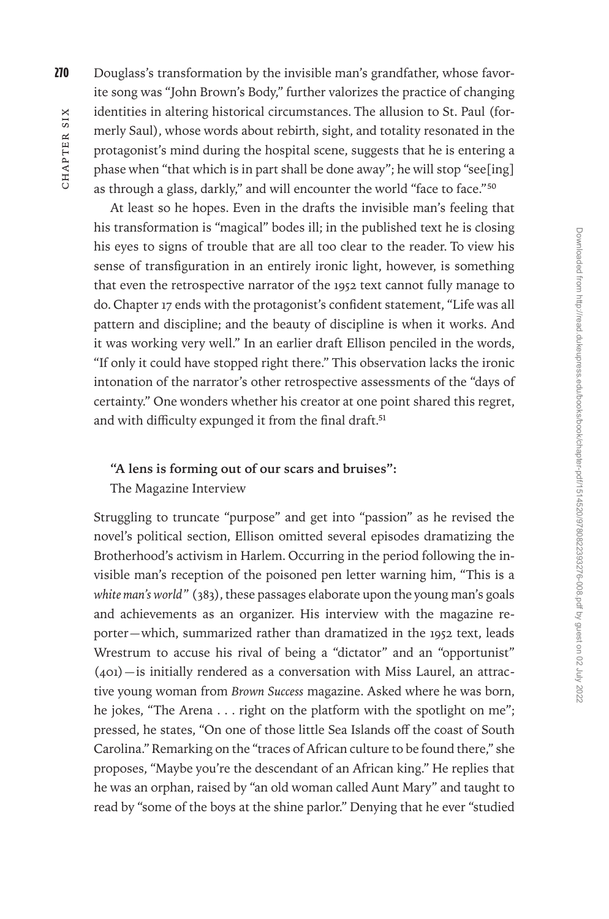Douglass's transformation by the invisible man's grandfather, whose favorite song was "John Brown's Body," further valorizes the practice of changing identities in altering historical circumstances. The allusion to St. Paul (formerly Saul), whose words about rebirth, sight, and totality resonated in the protagonist's mind during the hospital scene, suggests that he is entering a phase when "that which is in part shall be done away"; he will stop "see[ing] as through a glass, darkly," and will encounter the world "face to face."[50]

At least so he hopes. Even in the drafts the invisible man's feeling that his transformation is "magical" bodes ill; in the published text he is closing his eyes to signs of trouble that are all too clear to the reader. To view his sense of transfiguration in an entirely ironic light, however, is something that even the retrospective narrator of the 1952 text cannot fully manage to do. Chapter 17 ends with the protagonist's confident statement, "Life was all pattern and discipline; and the beauty of discipline is when it works. And it was working very well." In an earlier draft Ellison penciled in the words, "If only it could have stopped right there." This observation lacks the ironic intonation of the narrator's other retrospective assessments of the "days of certainty." One wonders whether his creator at one point shared this regret, and with difficulty expunged it from the final draft.[51]

### "A lens is forming out of our scars and bruises": The Magazine Interview

Struggling to truncate "purpose" and get into "passion" as he revised the novel's political section, Ellison omitted several episodes dramatizing the Brotherhood's activism in Harlem. Occurring in the period following the invisible man's reception of the poisoned pen letter warning him, "This is a *white man's world*" (383), these passages elaborate upon the young man's goals and achievements as an organizer. His interview with the magazine reporter—which, summarized rather than dramatized in the 1952 text, leads Wrestrum to accuse his rival of being a "dictator" and an "opportunist" (401)—is initially rendered as a conversation with Miss Laurel, an attractive young woman from *Brown Success* magazine. Asked where he was born, he jokes, "The Arena . . . right on the platform with the spotlight on me"; pressed, he states, "On one of those little Sea Islands off the coast of South Carolina." Remarking on the "traces of African culture to be found there," she proposes, "Maybe you're the descendant of an African king." He replies that he was an orphan, raised by "an old woman called Aunt Mary" and taught to read by "some of the boys at the shine parlor." Denying that he ever "studied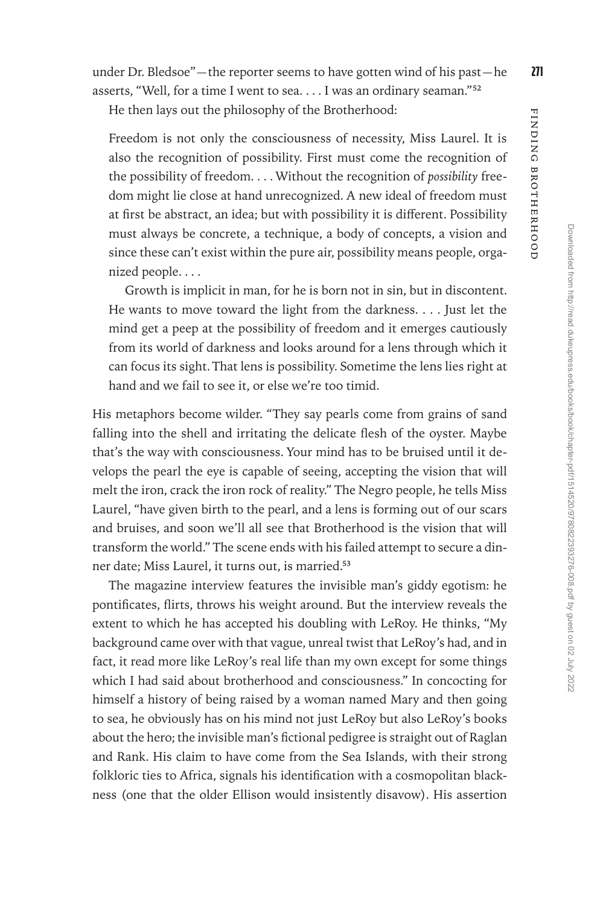under Dr. Bledsoe"—the reporter seems to have gotten wind of his past—he asserts, "Well, for a time I went to sea. . . . I was an ordinary seaman."[52]

He then lays out the philosophy of the Brotherhood:

> Freedom is not only the consciousness of necessity, Miss Laurel. It is also the recognition of possibility. First must come the recognition of the possibility of freedom. . . . Without the recognition of *possibility* freedom might lie close at hand unrecognized. A new ideal of freedom must at first be abstract, an idea; but with possibility it is different. Possibility must always be concrete, a technique, a body of concepts, a vision and since these can't exist within the pure air, possibility means people, organized people. . . .
>
> Growth is implicit in man, for he is born not in sin, but in discontent. He wants to move toward the light from the darkness. . . . Just let the mind get a peep at the possibility of freedom and it emerges cautiously from its world of darkness and looks around for a lens through which it can focus its sight. That lens is possibility. Sometime the lens lies right at hand and we fail to see it, or else we're too timid.

His metaphors become wilder. "They say pearls come from grains of sand falling into the shell and irritating the delicate flesh of the oyster. Maybe that's the way with consciousness. Your mind has to be bruised until it develops the pearl the eye is capable of seeing, accepting the vision that will melt the iron, crack the iron rock of reality." The Negro people, he tells Miss Laurel, "have given birth to the pearl, and a lens is forming out of our scars and bruises, and soon we'll all see that Brotherhood is the vision that will transform the world." The scene ends with his failed attempt to secure a dinner date; Miss Laurel, it turns out, is married.[53]

The magazine interview features the invisible man's giddy egotism: he pontificates, flirts, throws his weight around. But the interview reveals the extent to which he has accepted his doubling with LeRoy. He thinks, "My background came over with that vague, unreal twist that LeRoy's had, and in fact, it read more like LeRoy's real life than my own except for some things which I had said about brotherhood and consciousness." In concocting for himself a history of being raised by a woman named Mary and then going to sea, he obviously has on his mind not just LeRoy but also LeRoy's books about the hero; the invisible man's fictional pedigree is straight out of Raglan and Rank. His claim to have come from the Sea Islands, with their strong folkloric ties to Africa, signals his identification with a cosmopolitan blackness (one that the older Ellison would insistently disavow). His assertion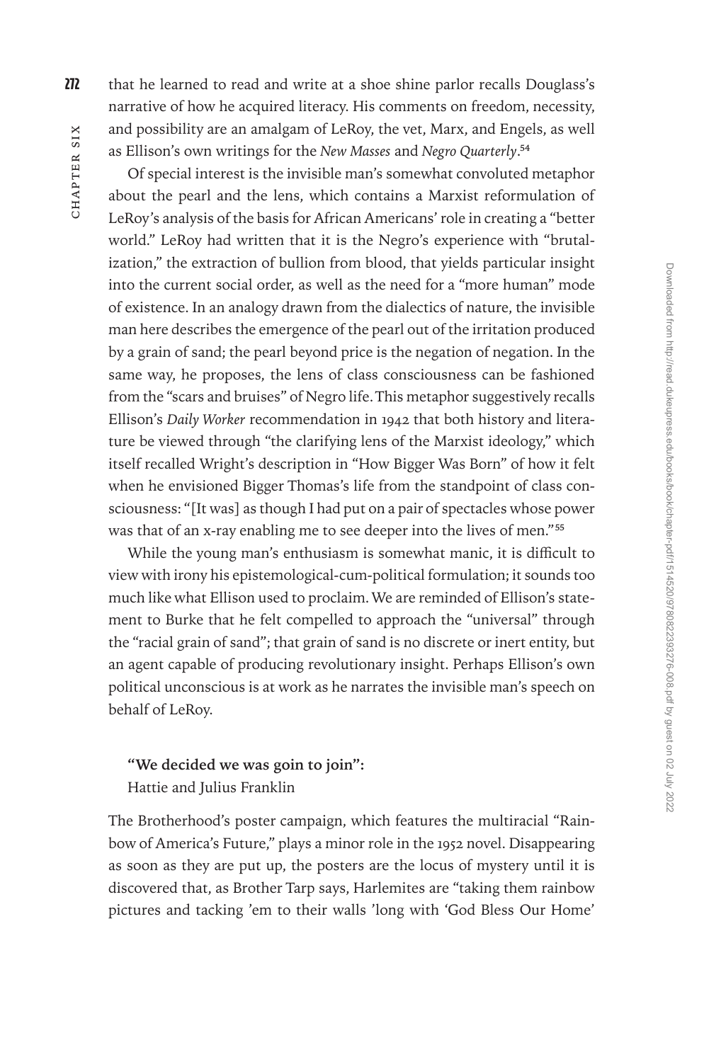that he learned to read and write at a shoe shine parlor recalls Douglass's narrative of how he acquired literacy. His comments on freedom, necessity, and possibility are an amalgam of LeRoy, the vet, Marx, and Engels, as well as Ellison's own writings for the *New Masses* and *Negro Quarterly*.[54]

Of special interest is the invisible man's somewhat convoluted metaphor about the pearl and the lens, which contains a Marxist reformulation of LeRoy's analysis of the basis for African Americans' role in creating a "better world." LeRoy had written that it is the Negro's experience with "brutalization," the extraction of bullion from blood, that yields particular insight into the current social order, as well as the need for a "more human" mode of existence. In an analogy drawn from the dialectics of nature, the invisible man here describes the emergence of the pearl out of the irritation produced by a grain of sand; the pearl beyond price is the negation of negation. In the same way, he proposes, the lens of class consciousness can be fashioned from the "scars and bruises" of Negro life. This metaphor suggestively recalls Ellison's *Daily Worker* recommendation in 1942 that both history and literature be viewed through "the clarifying lens of the Marxist ideology," which itself recalled Wright's description in "How Bigger Was Born" of how it felt when he envisioned Bigger Thomas's life from the standpoint of class consciousness: "[It was] as though I had put on a pair of spectacles whose power was that of an x-ray enabling me to see deeper into the lives of men."[55]

While the young man's enthusiasm is somewhat manic, it is difficult to view with irony his epistemological-cum-political formulation; it sounds too much like what Ellison used to proclaim. We are reminded of Ellison's statement to Burke that he felt compelled to approach the "universal" through the "racial grain of sand"; that grain of sand is no discrete or inert entity, but an agent capable of producing revolutionary insight. Perhaps Ellison's own political unconscious is at work as he narrates the invisible man's speech on behalf of LeRoy.

### "We decided we was goin to join": Hattie and Julius Franklin

The Brotherhood's poster campaign, which features the multiracial "Rainbow of America's Future," plays a minor role in the 1952 novel. Disappearing as soon as they are put up, the posters are the locus of mystery until it is discovered that, as Brother Tarp says, Harlemites are "taking them rainbow pictures and tacking 'em to their walls 'long with 'God Bless Our Home'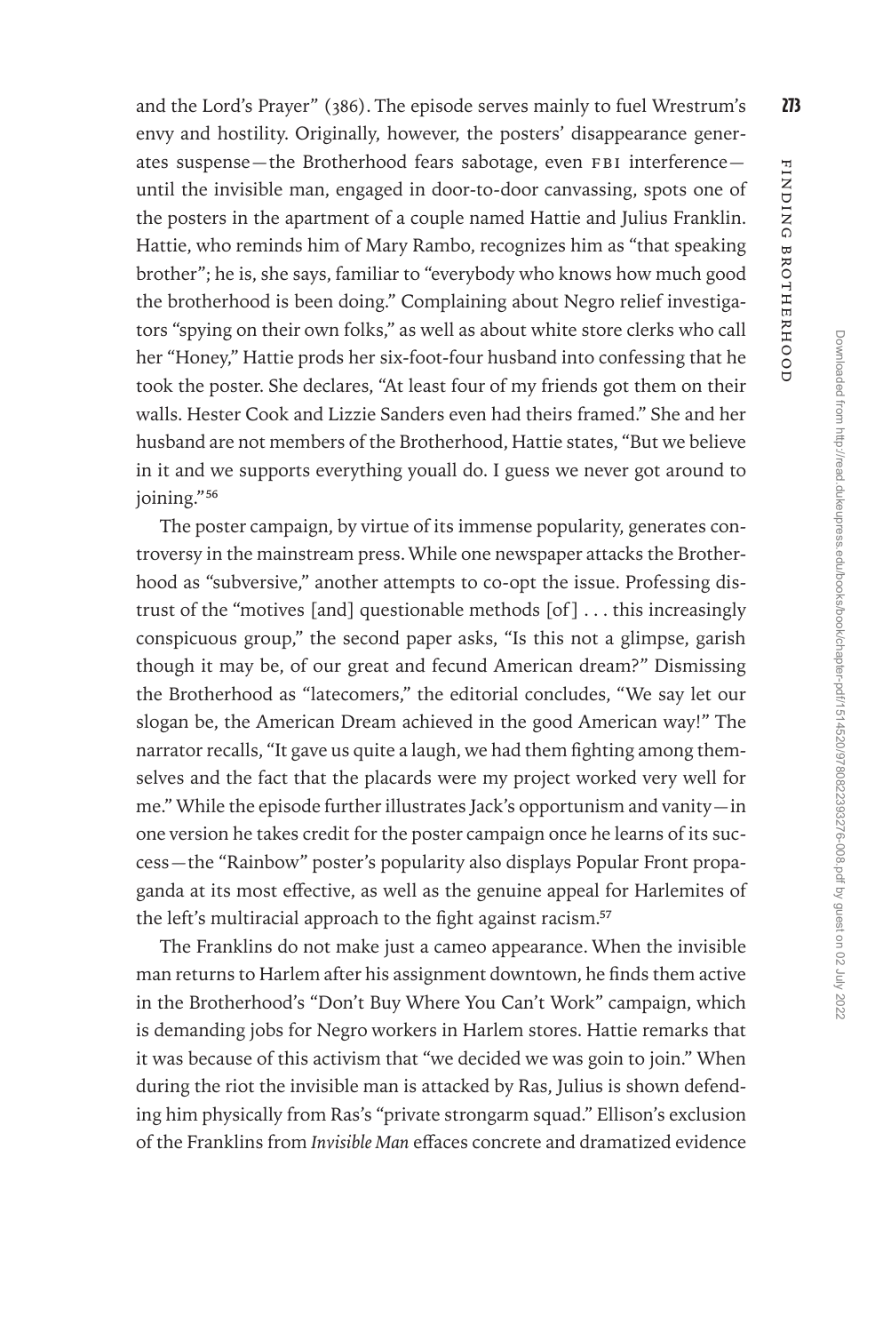and the Lord's Prayer" (386). The episode serves mainly to fuel Wrestrum's envy and hostility. Originally, however, the posters' disappearance generates suspense—the Brotherhood fears sabotage, even FBI interference—until the invisible man, engaged in door-to-door canvassing, spots one of the posters in the apartment of a couple named Hattie and Julius Franklin. Hattie, who reminds him of Mary Rambo, recognizes him as "that speaking brother"; he is, she says, familiar to "everybody who knows how much good the brotherhood is been doing." Complaining about Negro relief investigators "spying on their own folks," as well as about white store clerks who call her "Honey," Hattie prods her six-foot-four husband into confessing that he took the poster. She declares, "At least four of my friends got them on their walls. Hester Cook and Lizzie Sanders even had theirs framed." She and her husband are not members of the Brotherhood, Hattie states, "But we believe in it and we supports everything youall do. I guess we never got around to joining."[56]

The poster campaign, by virtue of its immense popularity, generates controversy in the mainstream press. While one newspaper attacks the Brotherhood as "subversive," another attempts to co-opt the issue. Professing distrust of the "motives [and] questionable methods [of] . . . this increasingly conspicuous group," the second paper asks, "Is this not a glimpse, garish though it may be, of our great and fecund American dream?" Dismissing the Brotherhood as "latecomers," the editorial concludes, "We say let our slogan be, the American Dream achieved in the good American way!" The narrator recalls, "It gave us quite a laugh, we had them fighting among themselves and the fact that the placards were my project worked very well for me." While the episode further illustrates Jack's opportunism and vanity—in one version he takes credit for the poster campaign once he learns of its success—the "Rainbow" poster's popularity also displays Popular Front propaganda at its most effective, as well as the genuine appeal for Harlemites of the left's multiracial approach to the fight against racism.[57]

The Franklins do not make just a cameo appearance. When the invisible man returns to Harlem after his assignment downtown, he finds them active in the Brotherhood's "Don't Buy Where You Can't Work" campaign, which is demanding jobs for Negro workers in Harlem stores. Hattie remarks that it was because of this activism that "we decided we was goin to join." When during the riot the invisible man is attacked by Ras, Julius is shown defending him physically from Ras's "private strongarm squad." Ellison's exclusion of the Franklins from *Invisible Man* effaces concrete and dramatized evidence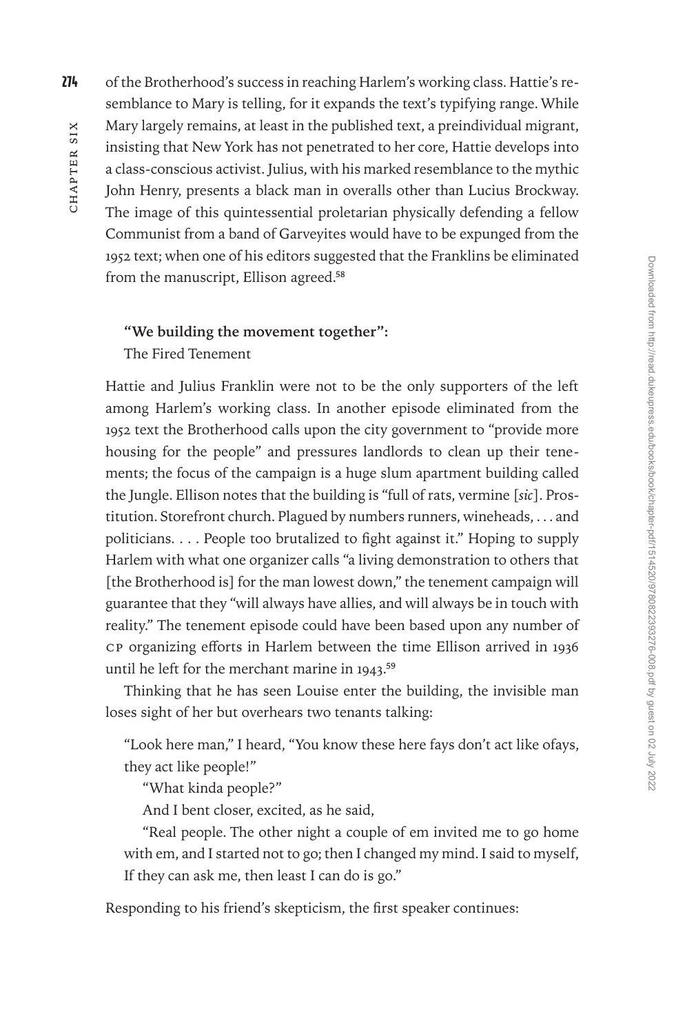of the Brotherhood's success in reaching Harlem's working class. Hattie's resemblance to Mary is telling, for it expands the text's typifying range. While Mary largely remains, at least in the published text, a preindividual migrant, insisting that New York has not penetrated to her core, Hattie develops into a class-conscious activist. Julius, with his marked resemblance to the mythic John Henry, presents a black man in overalls other than Lucius Brockway. The image of this quintessential proletarian physically defending a fellow Communist from a band of Garveyites would have to be expunged from the 1952 text; when one of his editors suggested that the Franklins be eliminated from the manuscript, Ellison agreed.[58]

### "We building the movement together": The Fired Tenement

Hattie and Julius Franklin were not to be the only supporters of the left among Harlem's working class. In another episode eliminated from the 1952 text the Brotherhood calls upon the city government to "provide more housing for the people" and pressures landlords to clean up their tenements; the focus of the campaign is a huge slum apartment building called the Jungle. Ellison notes that the building is "full of rats, vermine [*sic*]. Prostitution. Storefront church. Plagued by numbers runners, wineheads, . . . and politicians. . . . People too brutalized to fight against it." Hoping to supply Harlem with what one organizer calls "a living demonstration to others that [the Brotherhood is] for the man lowest down," the tenement campaign will guarantee that they "will always have allies, and will always be in touch with reality." The tenement episode could have been based upon any number of CP organizing efforts in Harlem between the time Ellison arrived in 1936 until he left for the merchant marine in 1943.[59]

Thinking that he has seen Louise enter the building, the invisible man loses sight of her but overhears two tenants talking:

> "Look here man," I heard, "You know these here fays don't act like ofays, they act like people!"
>
> "What kinda people?"
>
> And I bent closer, excited, as he said,
>
> "Real people. The other night a couple of em invited me to go home with em, and I started not to go; then I changed my mind. I said to myself, If they can ask me, then least I can do is go."

Responding to his friend's skepticism, the first speaker continues: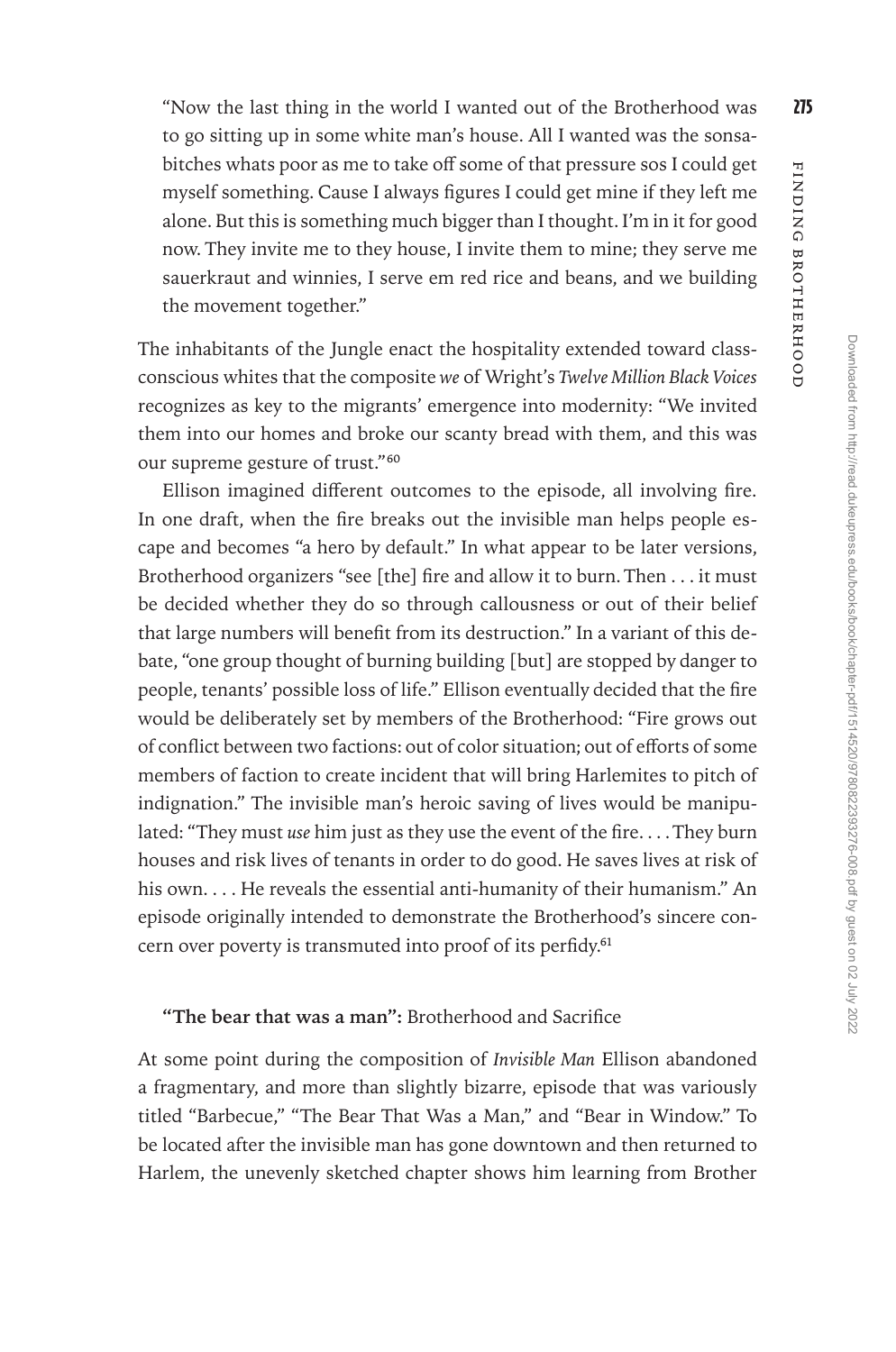"Now the last thing in the world I wanted out of the Brotherhood was to go sitting up in some white man's house. All I wanted was the sonsabitches whats poor as me to take off some of that pressure sos I could get myself something. Cause I always figures I could get mine if they left me alone. But this is something much bigger than I thought. I'm in it for good now. They invite me to they house, I invite them to mine; they serve me sauerkraut and winnies, I serve em red rice and beans, and we building the movement together."

The inhabitants of the Jungle enact the hospitality extended toward class-conscious whites that the composite *we* of Wright's *Twelve Million Black Voices* recognizes as key to the migrants' emergence into modernity: "We invited them into our homes and broke our scanty bread with them, and this was our supreme gesture of trust."[60]

Ellison imagined different outcomes to the episode, all involving fire. In one draft, when the fire breaks out the invisible man helps people escape and becomes "a hero by default." In what appear to be later versions, Brotherhood organizers "see [the] fire and allow it to burn. Then . . . it must be decided whether they do so through callousness or out of their belief that large numbers will benefit from its destruction." In a variant of this debate, "one group thought of burning building [but] are stopped by danger to people, tenants' possible loss of life." Ellison eventually decided that the fire would be deliberately set by members of the Brotherhood: "Fire grows out of conflict between two factions: out of color situation; out of efforts of some members of faction to create incident that will bring Harlemites to pitch of indignation." The invisible man's heroic saving of lives would be manipulated: "They must *use* him just as they use the event of the fire. . . . They burn houses and risk lives of tenants in order to do good. He saves lives at risk of his own. . . . He reveals the essential anti-humanity of their humanism." An episode originally intended to demonstrate the Brotherhood's sincere concern over poverty is transmuted into proof of its perfidy.[61]

### **"The bear that was a man":** Brotherhood and Sacrifice

At some point during the composition of *Invisible Man* Ellison abandoned a fragmentary, and more than slightly bizarre, episode that was variously titled "Barbecue," "The Bear That Was a Man," and "Bear in Window." To be located after the invisible man has gone downtown and then returned to Harlem, the unevenly sketched chapter shows him learning from Brother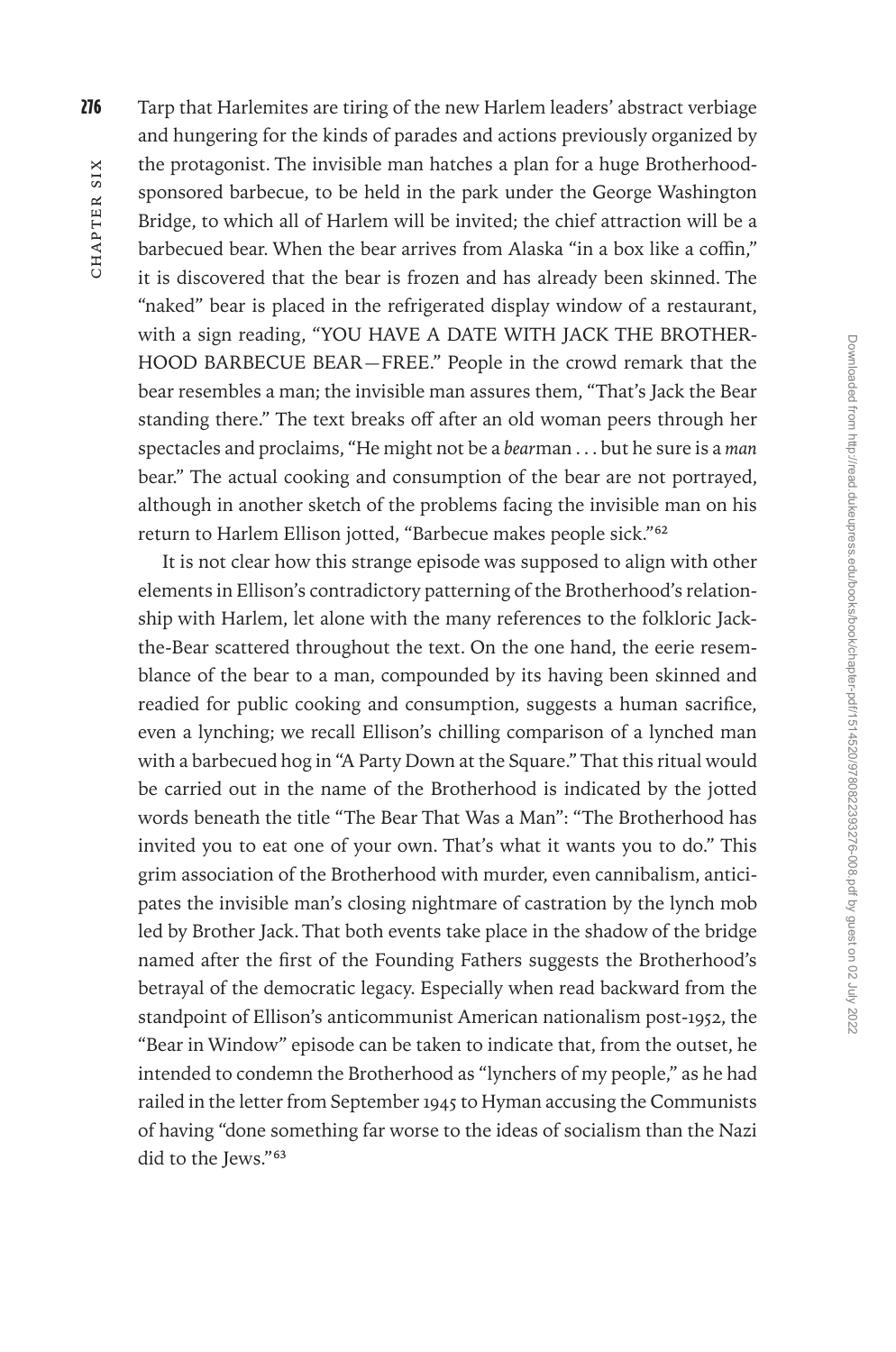Tarp that Harlemites are tiring of the new Harlem leaders' abstract verbiage and hungering for the kinds of parades and actions previously organized by the protagonist. The invisible man hatches a plan for a huge Brotherhood-sponsored barbecue, to be held in the park under the George Washington Bridge, to which all of Harlem will be invited; the chief attraction will be a barbecued bear. When the bear arrives from Alaska "in a box like a coffin," it is discovered that the bear is frozen and has already been skinned. The "naked" bear is placed in the refrigerated display window of a restaurant, with a sign reading, "YOU HAVE A DATE WITH JACK THE BROTHERHOOD BARBECUE BEAR—FREE." People in the crowd remark that the bear resembles a man; the invisible man assures them, "That's Jack the Bear standing there." The text breaks off after an old woman peers through her spectacles and proclaims, "He might not be a *bear*man . . . but he sure is a *man* bear." The actual cooking and consumption of the bear are not portrayed, although in another sketch of the problems facing the invisible man on his return to Harlem Ellison jotted, "Barbecue makes people sick."[62]

It is not clear how this strange episode was supposed to align with other elements in Ellison's contradictory patterning of the Brotherhood's relationship with Harlem, let alone with the many references to the folkloric Jack-the-Bear scattered throughout the text. On the one hand, the eerie resemblance of the bear to a man, compounded by its having been skinned and readied for public cooking and consumption, suggests a human sacrifice, even a lynching; we recall Ellison's chilling comparison of a lynched man with a barbecued hog in "A Party Down at the Square." That this ritual would be carried out in the name of the Brotherhood is indicated by the jotted words beneath the title "The Bear That Was a Man": "The Brotherhood has invited you to eat one of your own. That's what it wants you to do." This grim association of the Brotherhood with murder, even cannibalism, anticipates the invisible man's closing nightmare of castration by the lynch mob led by Brother Jack. That both events take place in the shadow of the bridge named after the first of the Founding Fathers suggests the Brotherhood's betrayal of the democratic legacy. Especially when read backward from the standpoint of Ellison's anticommunist American nationalism post-1952, the "Bear in Window" episode can be taken to indicate that, from the outset, he intended to condemn the Brotherhood as "lynchers of my people," as he had railed in the letter from September 1945 to Hyman accusing the Communists of having "done something far worse to the ideas of socialism than the Nazi did to the Jews."[63]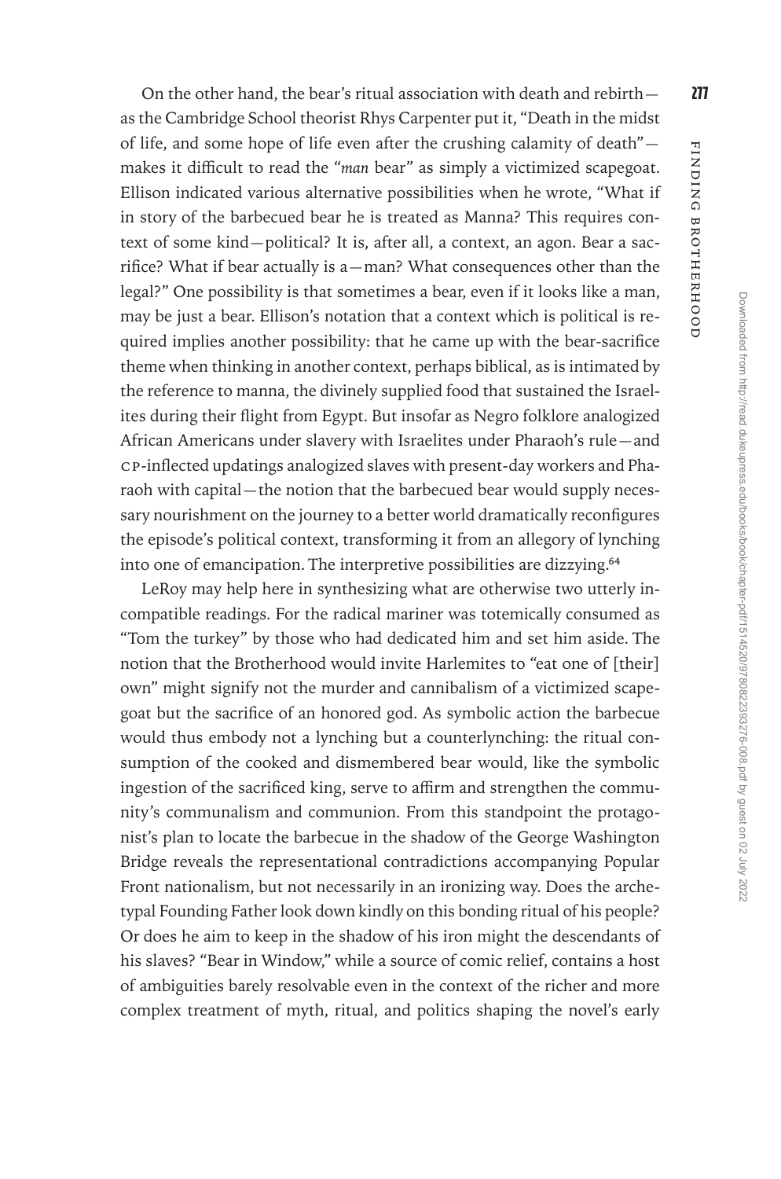On the other hand, the bear's ritual association with death and rebirth—as the Cambridge School theorist Rhys Carpenter put it, "Death in the midst of life, and some hope of life even after the crushing calamity of death"—makes it difficult to read the "*man* bear" as simply a victimized scapegoat. Ellison indicated various alternative possibilities when he wrote, "What if in story of the barbecued bear he is treated as Manna? This requires context of some kind—political? It is, after all, a context, an agon. Bear a sacrifice? What if bear actually is a—man? What consequences other than the legal?" One possibility is that sometimes a bear, even if it looks like a man, may be just a bear. Ellison's notation that a context which is political is required implies another possibility: that he came up with the bear-sacrifice theme when thinking in another context, perhaps biblical, as is intimated by the reference to manna, the divinely supplied food that sustained the Israelites during their flight from Egypt. But insofar as Negro folklore analogized African Americans under slavery with Israelites under Pharaoh's rule—and CP-inflected updatings analogized slaves with present-day workers and Pharaoh with capital—the notion that the barbecued bear would supply necessary nourishment on the journey to a better world dramatically reconfigures the episode's political context, transforming it from an allegory of lynching into one of emancipation. The interpretive possibilities are dizzying.[64]

LeRoy may help here in synthesizing what are otherwise two utterly incompatible readings. For the radical mariner was totemically consumed as "Tom the turkey" by those who had dedicated him and set him aside. The notion that the Brotherhood would invite Harlemites to "eat one of [their] own" might signify not the murder and cannibalism of a victimized scapegoat but the sacrifice of an honored god. As symbolic action the barbecue would thus embody not a lynching but a counterlynching: the ritual consumption of the cooked and dismembered bear would, like the symbolic ingestion of the sacrificed king, serve to affirm and strengthen the community's communalism and communion. From this standpoint the protagonist's plan to locate the barbecue in the shadow of the George Washington Bridge reveals the representational contradictions accompanying Popular Front nationalism, but not necessarily in an ironizing way. Does the archetypal Founding Father look down kindly on this bonding ritual of his people? Or does he aim to keep in the shadow of his iron might the descendants of his slaves? "Bear in Window," while a source of comic relief, contains a host of ambiguities barely resolvable even in the context of the richer and more complex treatment of myth, ritual, and politics shaping the novel's early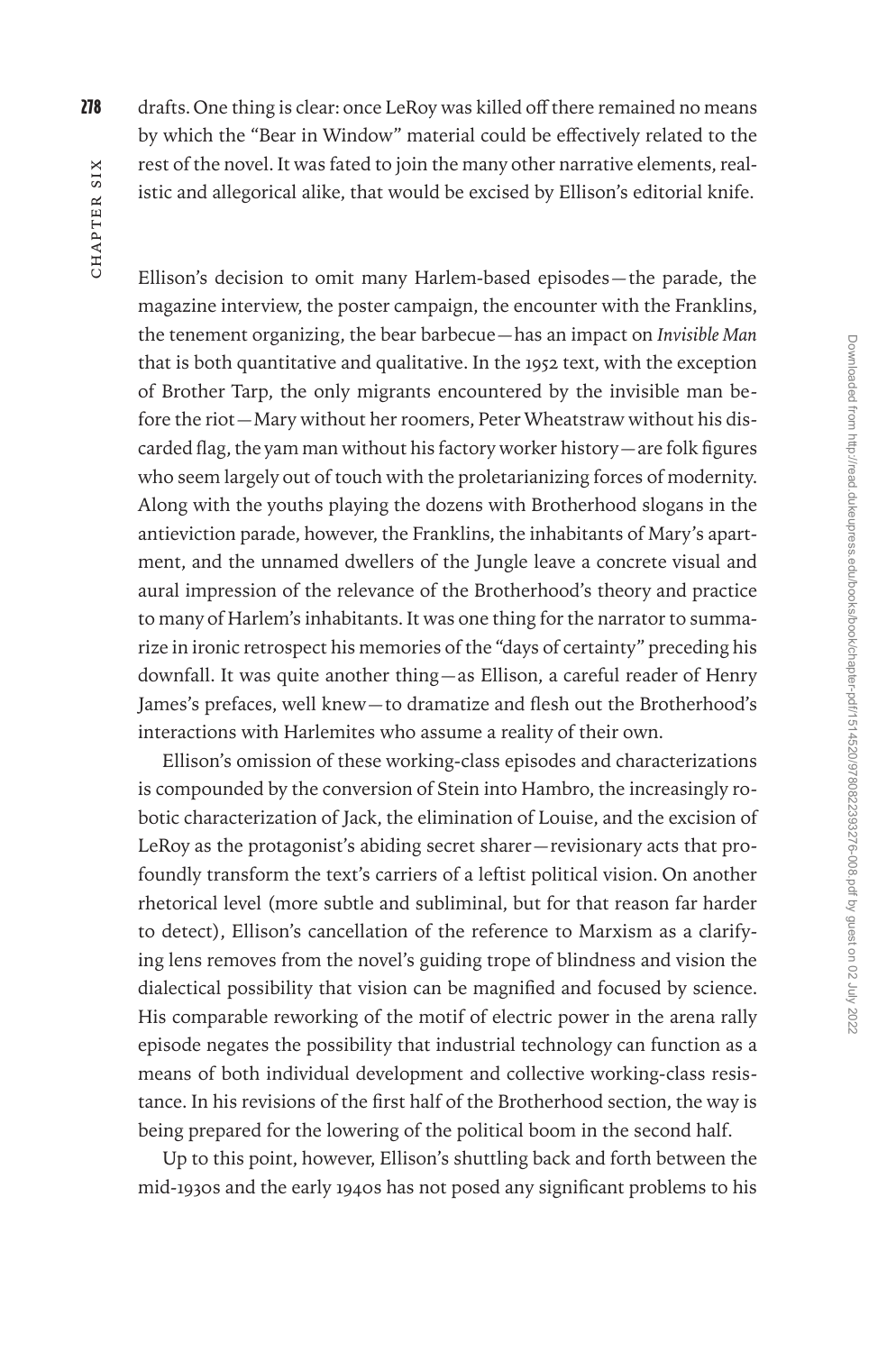drafts. One thing is clear: once LeRoy was killed off there remained no means by which the "Bear in Window" material could be effectively related to the rest of the novel. It was fated to join the many other narrative elements, realistic and allegorical alike, that would be excised by Ellison's editorial knife.

Ellison's decision to omit many Harlem-based episodes—the parade, the magazine interview, the poster campaign, the encounter with the Franklins, the tenement organizing, the bear barbecue—has an impact on *Invisible Man* that is both quantitative and qualitative. In the 1952 text, with the exception of Brother Tarp, the only migrants encountered by the invisible man before the riot—Mary without her roomers, Peter Wheatstraw without his discarded flag, the yam man without his factory worker history—are folk figures who seem largely out of touch with the proletarianizing forces of modernity. Along with the youths playing the dozens with Brotherhood slogans in the antieviction parade, however, the Franklins, the inhabitants of Mary's apartment, and the unnamed dwellers of the Jungle leave a concrete visual and aural impression of the relevance of the Brotherhood's theory and practice to many of Harlem's inhabitants. It was one thing for the narrator to summarize in ironic retrospect his memories of the "days of certainty" preceding his downfall. It was quite another thing—as Ellison, a careful reader of Henry James's prefaces, well knew—to dramatize and flesh out the Brotherhood's interactions with Harlemites who assume a reality of their own.

Ellison's omission of these working-class episodes and characterizations is compounded by the conversion of Stein into Hambro, the increasingly robotic characterization of Jack, the elimination of Louise, and the excision of LeRoy as the protagonist's abiding secret sharer—revisionary acts that profoundly transform the text's carriers of a leftist political vision. On another rhetorical level (more subtle and subliminal, but for that reason far harder to detect), Ellison's cancellation of the reference to Marxism as a clarifying lens removes from the novel's guiding trope of blindness and vision the dialectical possibility that vision can be magnified and focused by science. His comparable reworking of the motif of electric power in the arena rally episode negates the possibility that industrial technology can function as a means of both individual development and collective working-class resistance. In his revisions of the first half of the Brotherhood section, the way is being prepared for the lowering of the political boom in the second half.

Up to this point, however, Ellison's shuttling back and forth between the mid-1930s and the early 1940s has not posed any significant problems to his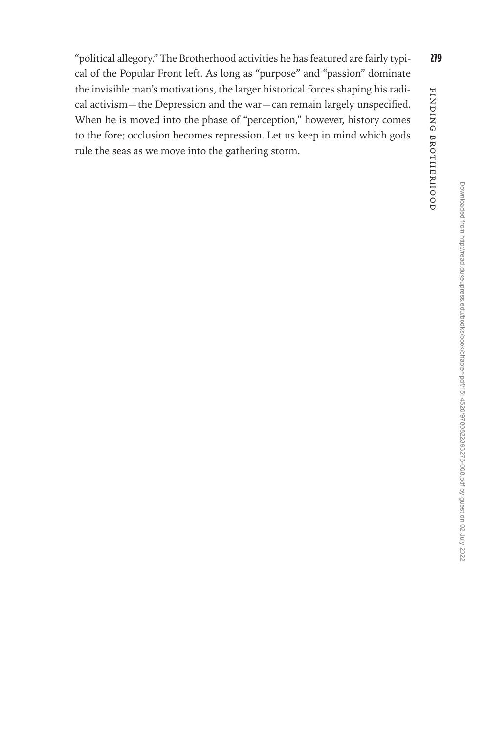"political allegory." The Brotherhood activities he has featured are fairly typical of the Popular Front left. As long as "purpose" and "passion" dominate the invisible man's motivations, the larger historical forces shaping his radical activism—the Depression and the war—can remain largely unspecified. When he is moved into the phase of "perception," however, history comes to the fore; occlusion becomes repression. Let us keep in mind which gods rule the seas as we move into the gathering storm.